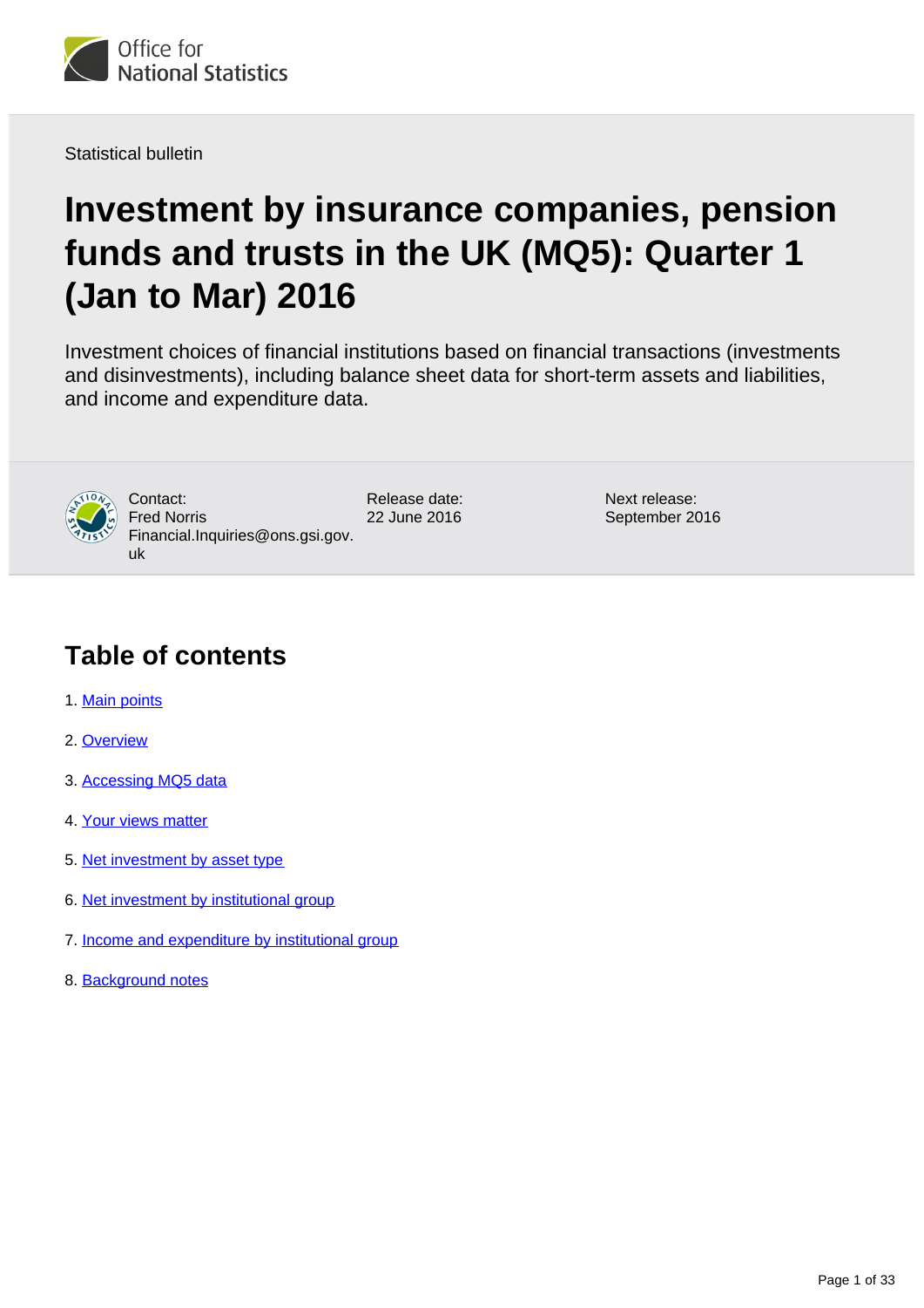Statistical bulletin

# Investment by insurance companies, pension funds and trusts in the UK (MQ5): Quarter 1 (Jan to Mar) 2016

Investment choices of financial institutions based on financial transactions (investments and disinvestments), including balance sheet data for short-term assets and liabilities, and income and expenditure data.

Contact:
Fred Norris
Financial.Inquiries@ons.gsi.gov.uk

Release date:
22 June 2016

Next release:
September 2016

## Table of contents

1. Main points
2. Overview
3. Accessing MQ5 data
4. Your views matter
5. Net investment by asset type
6. Net investment by institutional group
7. Income and expenditure by institutional group
8. Background notes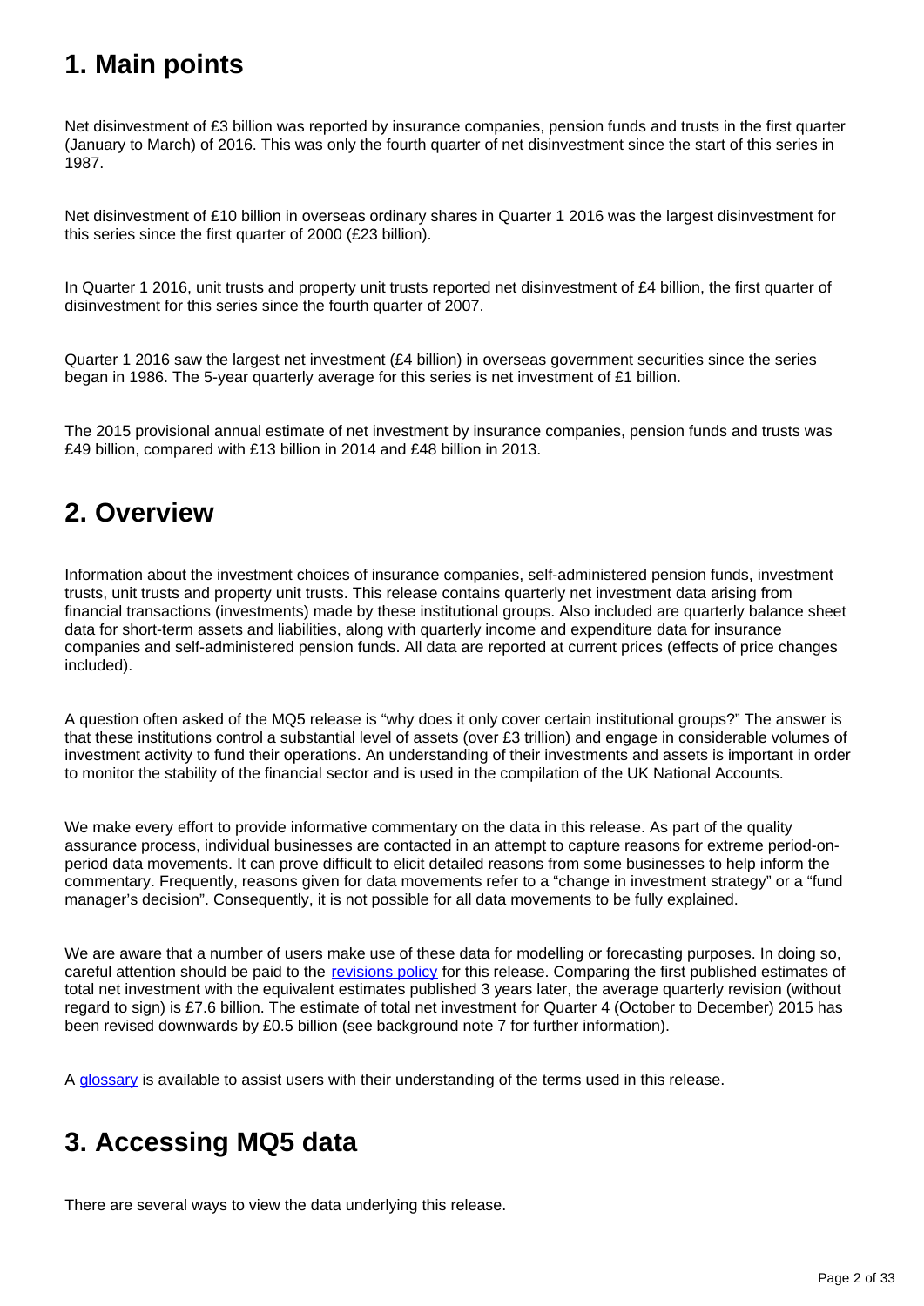## 1. Main points

Net disinvestment of £3 billion was reported by insurance companies, pension funds and trusts in the first quarter (January to March) of 2016. This was only the fourth quarter of net disinvestment since the start of this series in 1987.

Net disinvestment of £10 billion in overseas ordinary shares in Quarter 1 2016 was the largest disinvestment for this series since the first quarter of 2000 (£23 billion).

In Quarter 1 2016, unit trusts and property unit trusts reported net disinvestment of £4 billion, the first quarter of disinvestment for this series since the fourth quarter of 2007.

Quarter 1 2016 saw the largest net investment (£4 billion) in overseas government securities since the series began in 1986. The 5-year quarterly average for this series is net investment of £1 billion.

The 2015 provisional annual estimate of net investment by insurance companies, pension funds and trusts was £49 billion, compared with £13 billion in 2014 and £48 billion in 2013.

## 2. Overview

Information about the investment choices of insurance companies, self-administered pension funds, investment trusts, unit trusts and property unit trusts. This release contains quarterly net investment data arising from financial transactions (investments) made by these institutional groups. Also included are quarterly balance sheet data for short-term assets and liabilities, along with quarterly income and expenditure data for insurance companies and self-administered pension funds. All data are reported at current prices (effects of price changes included).

A question often asked of the MQ5 release is "why does it only cover certain institutional groups?" The answer is that these institutions control a substantial level of assets (over £3 trillion) and engage in considerable volumes of investment activity to fund their operations. An understanding of their investments and assets is important in order to monitor the stability of the financial sector and is used in the compilation of the UK National Accounts.

We make every effort to provide informative commentary on the data in this release. As part of the quality assurance process, individual businesses are contacted in an attempt to capture reasons for extreme period-on-period data movements. It can prove difficult to elicit detailed reasons from some businesses to help inform the commentary. Frequently, reasons given for data movements refer to a "change in investment strategy" or a "fund manager's decision". Consequently, it is not possible for all data movements to be fully explained.

We are aware that a number of users make use of these data for modelling or forecasting purposes. In doing so, careful attention should be paid to the revisions policy for this release. Comparing the first published estimates of total net investment with the equivalent estimates published 3 years later, the average quarterly revision (without regard to sign) is £7.6 billion. The estimate of total net investment for Quarter 4 (October to December) 2015 has been revised downwards by £0.5 billion (see background note 7 for further information).

A glossary is available to assist users with their understanding of the terms used in this release.

## 3. Accessing MQ5 data

There are several ways to view the data underlying this release.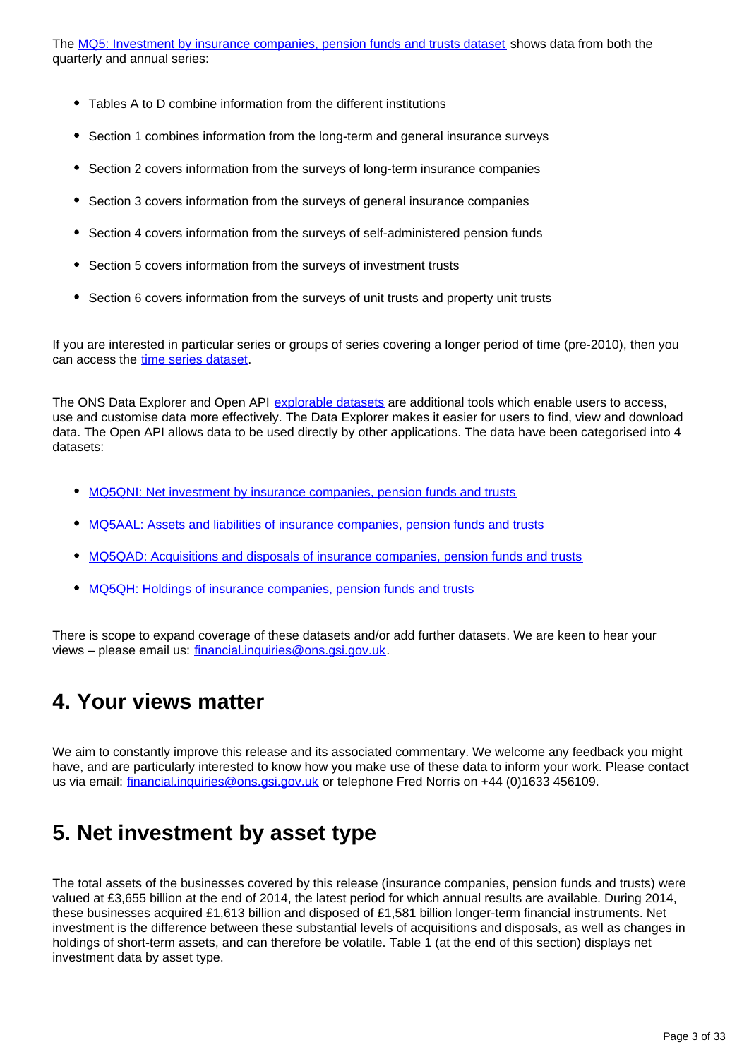The [MQ5: Investment by insurance companies, pension funds and trusts dataset](#) shows data from both the quarterly and annual series:

- Tables A to D combine information from the different institutions
- Section 1 combines information from the long-term and general insurance surveys
- Section 2 covers information from the surveys of long-term insurance companies
- Section 3 covers information from the surveys of general insurance companies
- Section 4 covers information from the surveys of self-administered pension funds
- Section 5 covers information from the surveys of investment trusts
- Section 6 covers information from the surveys of unit trusts and property unit trusts

If you are interested in particular series or groups of series covering a longer period of time (pre-2010), then you can access the [time series dataset](#).

The ONS Data Explorer and Open API [explorable datasets](#) are additional tools which enable users to access, use and customise data more effectively. The Data Explorer makes it easier for users to find, view and download data. The Open API allows data to be used directly by other applications. The data have been categorised into 4 datasets:

- [MQ5QNI: Net investment by insurance companies, pension funds and trusts](#)
- [MQ5AAL: Assets and liabilities of insurance companies, pension funds and trusts](#)
- [MQ5QAD: Acquisitions and disposals of insurance companies, pension funds and trusts](#)
- [MQ5QH: Holdings of insurance companies, pension funds and trusts](#)

There is scope to expand coverage of these datasets and/or add further datasets. We are keen to hear your views – please email us: financial.inquiries@ons.gsi.gov.uk.

## 4. Your views matter

We aim to constantly improve this release and its associated commentary. We welcome any feedback you might have, and are particularly interested to know how you make use of these data to inform your work. Please contact us via email: financial.inquiries@ons.gsi.gov.uk or telephone Fred Norris on +44 (0)1633 456109.

## 5. Net investment by asset type

The total assets of the businesses covered by this release (insurance companies, pension funds and trusts) were valued at £3,655 billion at the end of 2014, the latest period for which annual results are available. During 2014, these businesses acquired £1,613 billion and disposed of £1,581 billion longer-term financial instruments. Net investment is the difference between these substantial levels of acquisitions and disposals, as well as changes in holdings of short-term assets, and can therefore be volatile. Table 1 (at the end of this section) displays net investment data by asset type.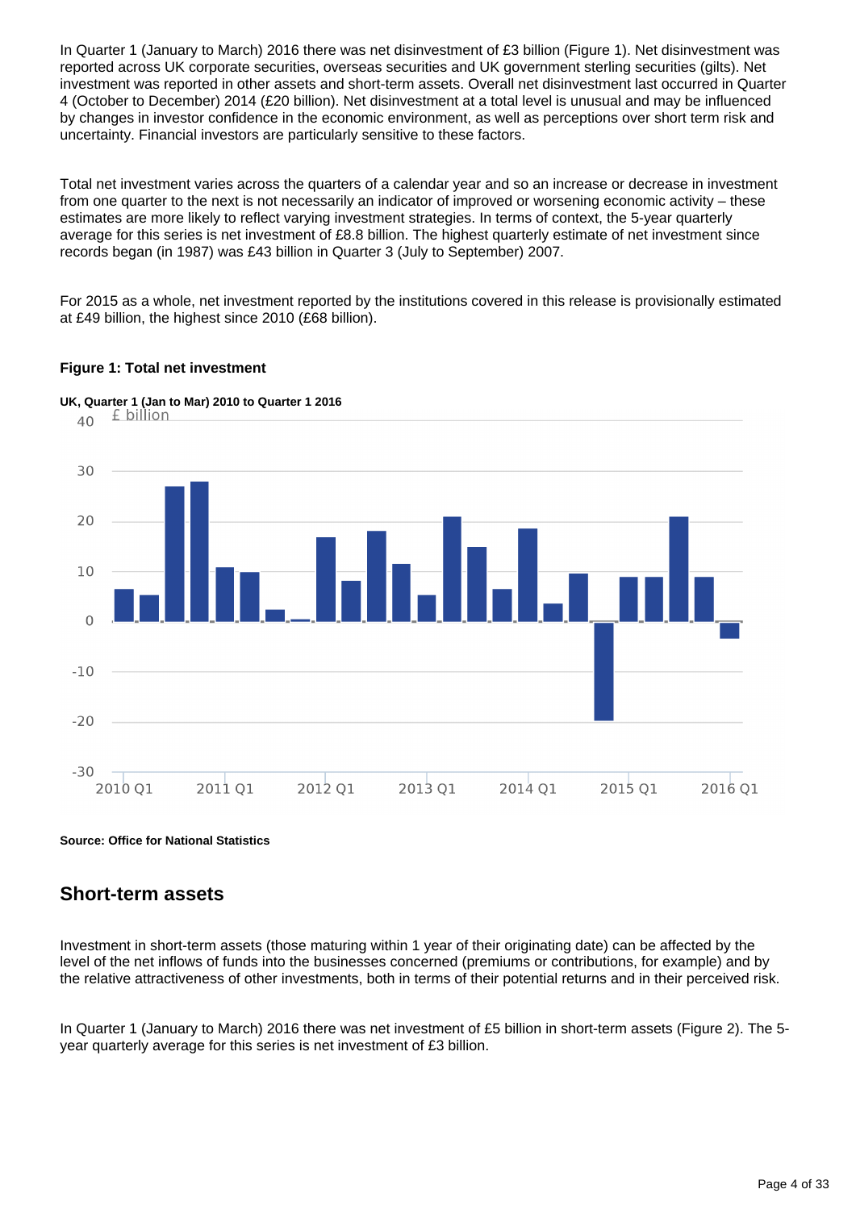In Quarter 1 (January to March) 2016 there was net disinvestment of £3 billion (Figure 1). Net disinvestment was reported across UK corporate securities, overseas securities and UK government sterling securities (gilts). Net investment was reported in other assets and short-term assets. Overall net disinvestment last occurred in Quarter 4 (October to December) 2014 (£20 billion). Net disinvestment at a total level is unusual and may be influenced by changes in investor confidence in the economic environment, as well as perceptions over short term risk and uncertainty. Financial investors are particularly sensitive to these factors.

Total net investment varies across the quarters of a calendar year and so an increase or decrease in investment from one quarter to the next is not necessarily an indicator of improved or worsening economic activity – these estimates are more likely to reflect varying investment strategies. In terms of context, the 5-year quarterly average for this series is net investment of £8.8 billion. The highest quarterly estimate of net investment since records began (in 1987) was £43 billion in Quarter 3 (July to September) 2007.

For 2015 as a whole, net investment reported by the institutions covered in this release is provisionally estimated at £49 billion, the highest since 2010 (£68 billion).

**Figure 1: Total net investment**

**UK, Quarter 1 (Jan to Mar) 2010 to Quarter 1 2016**

**Source: Office for National Statistics**

## Short-term assets

Investment in short-term assets (those maturing within 1 year of their originating date) can be affected by the level of the net inflows of funds into the businesses concerned (premiums or contributions, for example) and by the relative attractiveness of other investments, both in terms of their potential returns and in their perceived risk.

In Quarter 1 (January to March) 2016 there was net investment of £5 billion in short-term assets (Figure 2). The 5-year quarterly average for this series is net investment of £3 billion.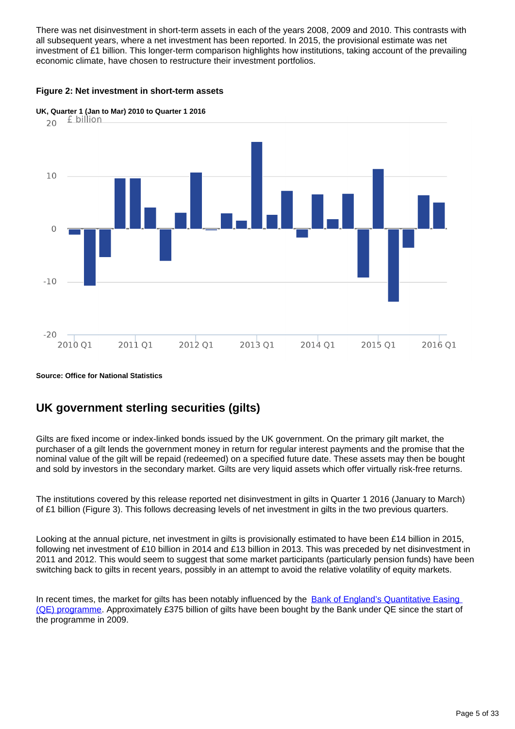There was net disinvestment in short-term assets in each of the years 2008, 2009 and 2010. This contrasts with all subsequent years, where a net investment has been reported. In 2015, the provisional estimate was net investment of £1 billion. This longer-term comparison highlights how institutions, taking account of the prevailing economic climate, have chosen to restructure their investment portfolios.

**Figure 2: Net investment in short-term assets**

**UK, Quarter 1 (Jan to Mar) 2010 to Quarter 1 2016**

**Source: Office for National Statistics**

## UK government sterling securities (gilts)

Gilts are fixed income or index-linked bonds issued by the UK government. On the primary gilt market, the purchaser of a gilt lends the government money in return for regular interest payments and the promise that the nominal value of the gilt will be repaid (redeemed) on a specified future date. These assets may then be bought and sold by investors in the secondary market. Gilts are very liquid assets which offer virtually risk-free returns.

The institutions covered by this release reported net disinvestment in gilts in Quarter 1 2016 (January to March) of £1 billion (Figure 3). This follows decreasing levels of net investment in gilts in the two previous quarters.

Looking at the annual picture, net investment in gilts is provisionally estimated to have been £14 billion in 2015, following net investment of £10 billion in 2014 and £13 billion in 2013. This was preceded by net disinvestment in 2011 and 2012. This would seem to suggest that some market participants (particularly pension funds) have been switching back to gilts in recent years, possibly in an attempt to avoid the relative volatility of equity markets.

In recent times, the market for gilts has been notably influenced by the Bank of England's Quantitative Easing (QE) programme. Approximately £375 billion of gilts have been bought by the Bank under QE since the start of the programme in 2009.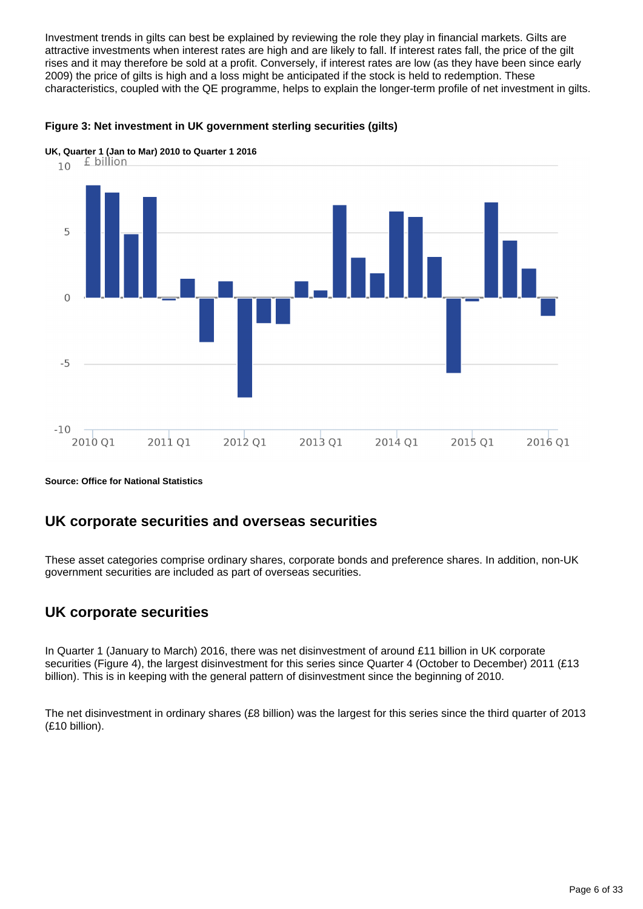Investment trends in gilts can best be explained by reviewing the role they play in financial markets. Gilts are attractive investments when interest rates are high and are likely to fall. If interest rates fall, the price of the gilt rises and it may therefore be sold at a profit. Conversely, if interest rates are low (as they have been since early 2009) the price of gilts is high and a loss might be anticipated if the stock is held to redemption. These characteristics, coupled with the QE programme, helps to explain the longer-term profile of net investment in gilts.

**Figure 3: Net investment in UK government sterling securities (gilts)**

**UK, Quarter 1 (Jan to Mar) 2010 to Quarter 1 2016**

**Source: Office for National Statistics**

## UK corporate securities and overseas securities

These asset categories comprise ordinary shares, corporate bonds and preference shares. In addition, non-UK government securities are included as part of overseas securities.

## UK corporate securities

In Quarter 1 (January to March) 2016, there was net disinvestment of around £11 billion in UK corporate securities (Figure 4), the largest disinvestment for this series since Quarter 4 (October to December) 2011 (£13 billion). This is in keeping with the general pattern of disinvestment since the beginning of 2010.

The net disinvestment in ordinary shares (£8 billion) was the largest for this series since the third quarter of 2013 (£10 billion).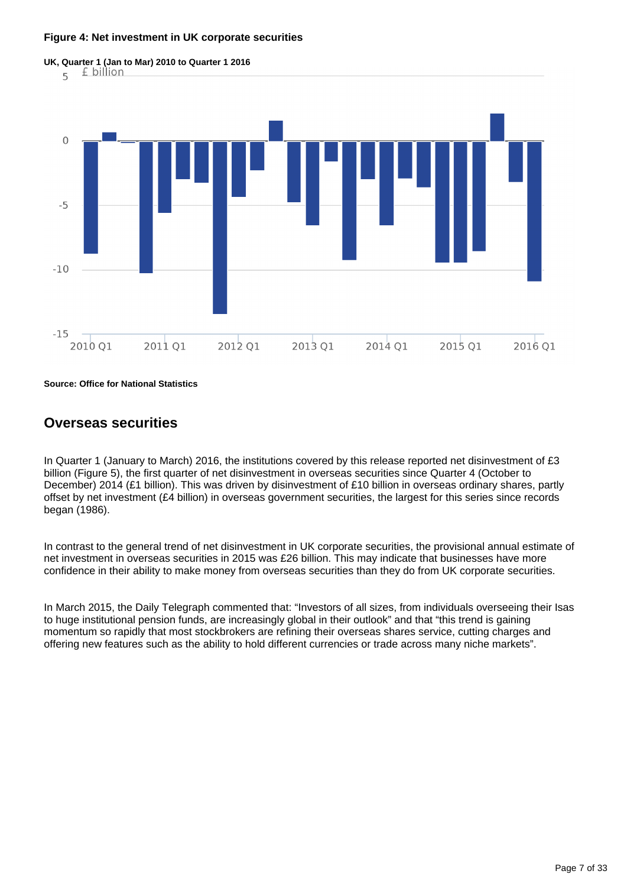**Figure 4: Net investment in UK corporate securities**

**UK, Quarter 1 (Jan to Mar) 2010 to Quarter 1 2016**

**Source: Office for National Statistics**

## Overseas securities

In Quarter 1 (January to March) 2016, the institutions covered by this release reported net disinvestment of £3 billion (Figure 5), the first quarter of net disinvestment in overseas securities since Quarter 4 (October to December) 2014 (£1 billion). This was driven by disinvestment of £10 billion in overseas ordinary shares, partly offset by net investment (£4 billion) in overseas government securities, the largest for this series since records began (1986).

In contrast to the general trend of net disinvestment in UK corporate securities, the provisional annual estimate of net investment in overseas securities in 2015 was £26 billion. This may indicate that businesses have more confidence in their ability to make money from overseas securities than they do from UK corporate securities.

In March 2015, the Daily Telegraph commented that: "Investors of all sizes, from individuals overseeing their Isas to huge institutional pension funds, are increasingly global in their outlook" and that "this trend is gaining momentum so rapidly that most stockbrokers are refining their overseas shares service, cutting charges and offering new features such as the ability to hold different currencies or trade across many niche markets".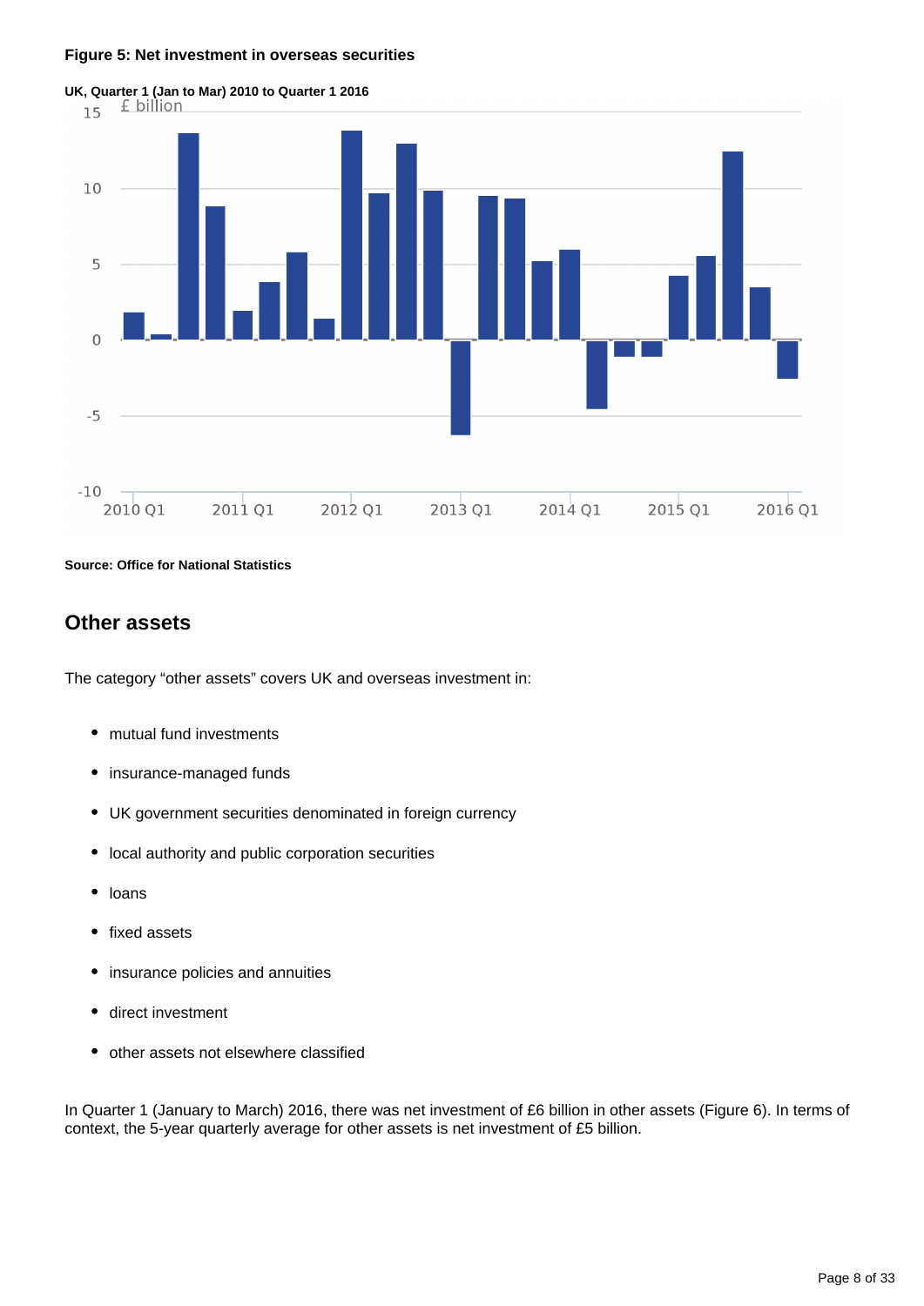**Figure 5: Net investment in overseas securities**

**UK, Quarter 1 (Jan to Mar) 2010 to Quarter 1 2016**

**Source: Office for National Statistics**

## Other assets

The category "other assets" covers UK and overseas investment in:

- mutual fund investments
- insurance-managed funds
- UK government securities denominated in foreign currency
- local authority and public corporation securities
- loans
- fixed assets
- insurance policies and annuities
- direct investment
- other assets not elsewhere classified

In Quarter 1 (January to March) 2016, there was net investment of £6 billion in other assets (Figure 6). In terms of context, the 5-year quarterly average for other assets is net investment of £5 billion.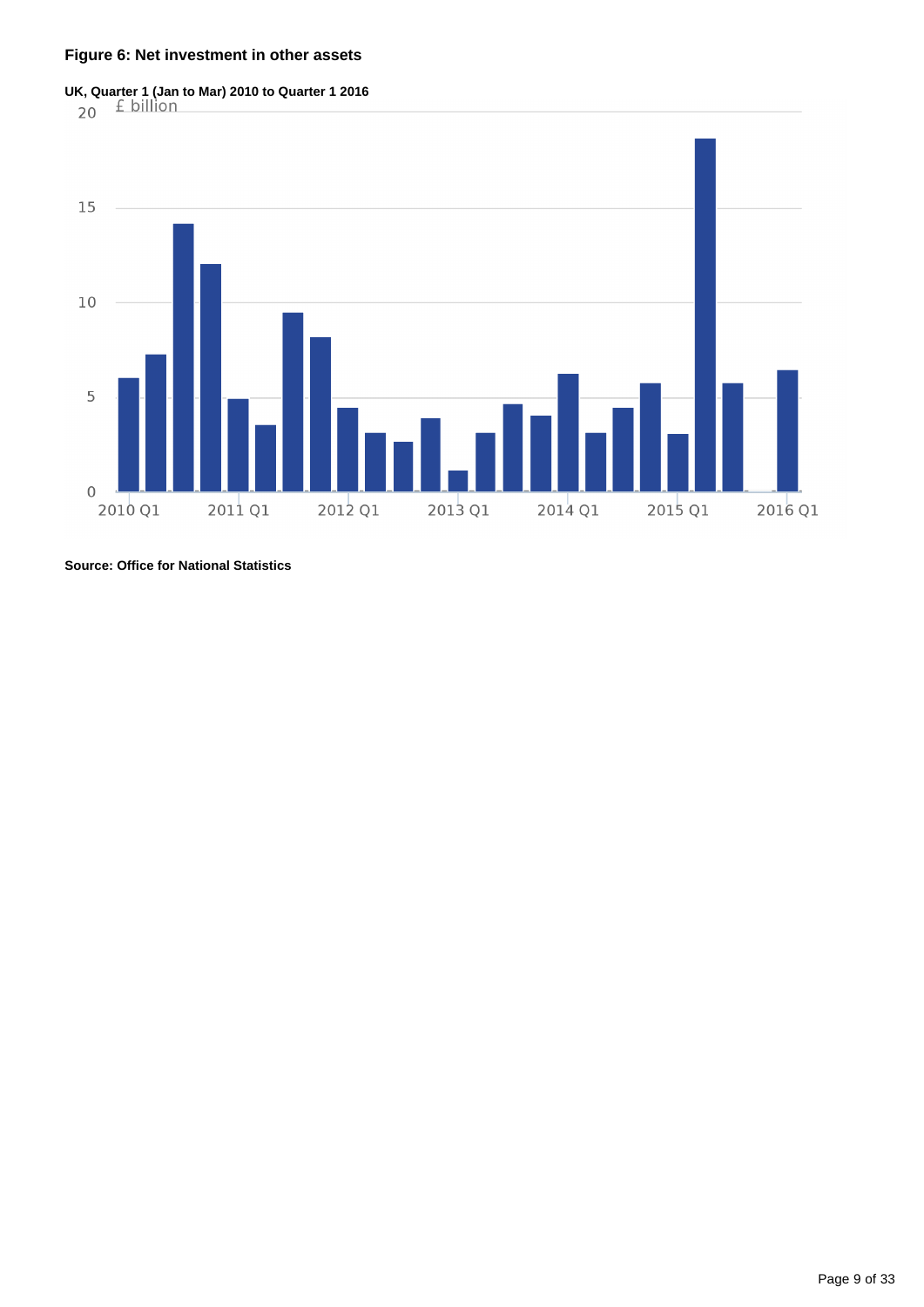**Figure 6: Net investment in other assets**

**UK, Quarter 1 (Jan to Mar) 2010 to Quarter 1 2016**

**Source: Office for National Statistics**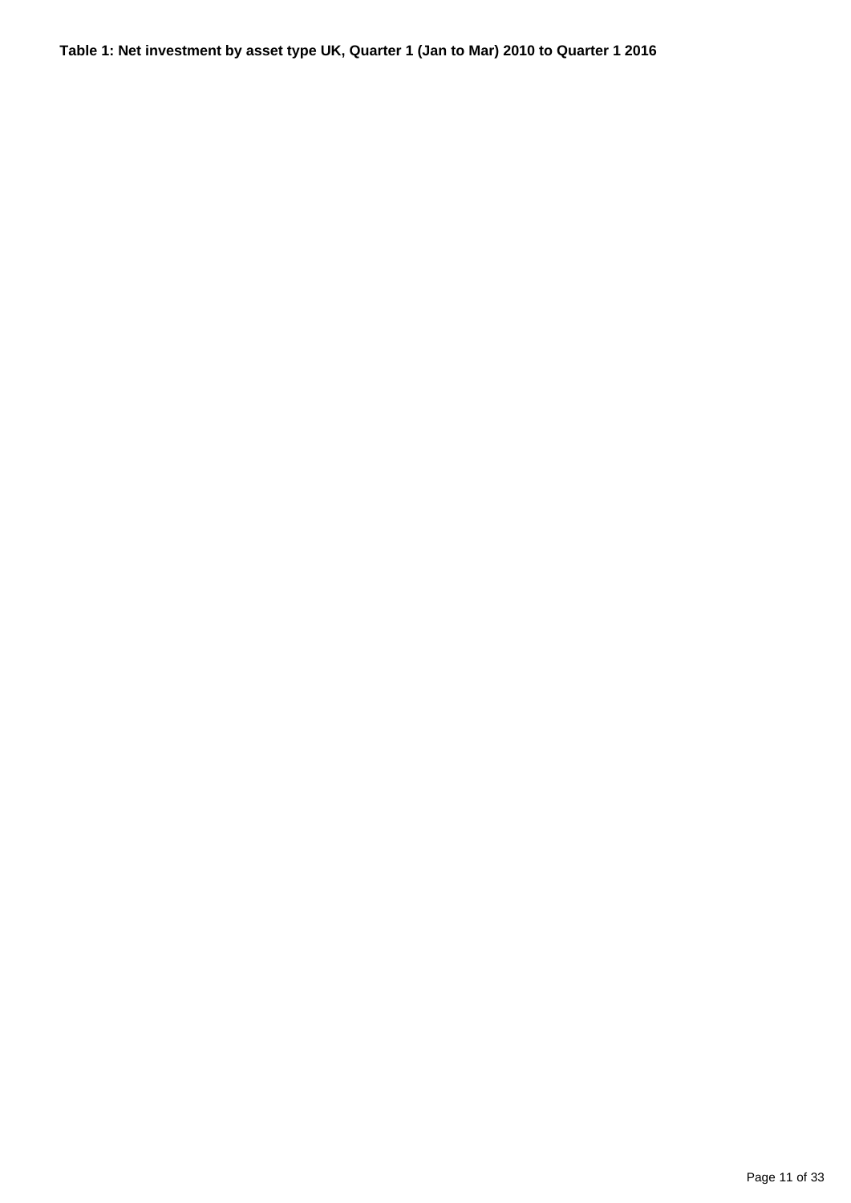**Table 1: Net investment by asset type UK, Quarter 1 (Jan to Mar) 2010 to Quarter 1 2016**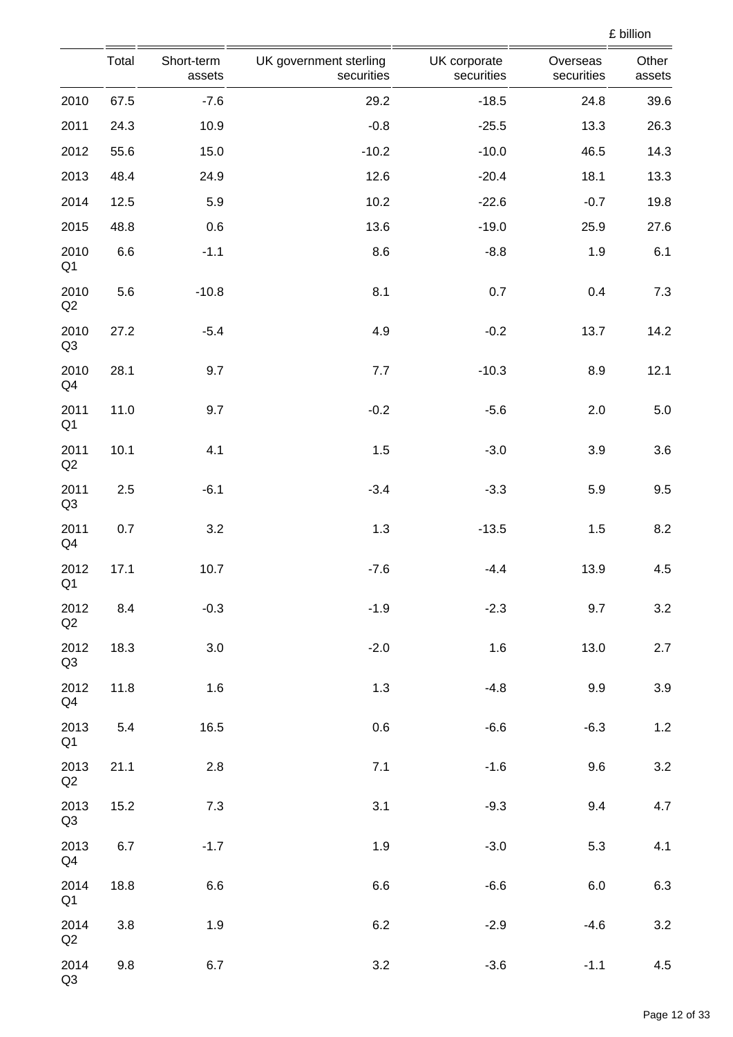£ billion

|  | Total | Short-term assets | UK government sterling securities | UK corporate securities | Overseas securities | Other assets |
|---|---|---|---|---|---|---|
| 2010 | 67.5 | -7.6 | 29.2 | -18.5 | 24.8 | 39.6 |
| 2011 | 24.3 | 10.9 | -0.8 | -25.5 | 13.3 | 26.3 |
| 2012 | 55.6 | 15.0 | -10.2 | -10.0 | 46.5 | 14.3 |
| 2013 | 48.4 | 24.9 | 12.6 | -20.4 | 18.1 | 13.3 |
| 2014 | 12.5 | 5.9 | 10.2 | -22.6 | -0.7 | 19.8 |
| 2015 | 48.8 | 0.6 | 13.6 | -19.0 | 25.9 | 27.6 |
| 2010 Q1 | 6.6 | -1.1 | 8.6 | -8.8 | 1.9 | 6.1 |
| 2010 Q2 | 5.6 | -10.8 | 8.1 | 0.7 | 0.4 | 7.3 |
| 2010 Q3 | 27.2 | -5.4 | 4.9 | -0.2 | 13.7 | 14.2 |
| 2010 Q4 | 28.1 | 9.7 | 7.7 | -10.3 | 8.9 | 12.1 |
| 2011 Q1 | 11.0 | 9.7 | -0.2 | -5.6 | 2.0 | 5.0 |
| 2011 Q2 | 10.1 | 4.1 | 1.5 | -3.0 | 3.9 | 3.6 |
| 2011 Q3 | 2.5 | -6.1 | -3.4 | -3.3 | 5.9 | 9.5 |
| 2011 Q4 | 0.7 | 3.2 | 1.3 | -13.5 | 1.5 | 8.2 |
| 2012 Q1 | 17.1 | 10.7 | -7.6 | -4.4 | 13.9 | 4.5 |
| 2012 Q2 | 8.4 | -0.3 | -1.9 | -2.3 | 9.7 | 3.2 |
| 2012 Q3 | 18.3 | 3.0 | -2.0 | 1.6 | 13.0 | 2.7 |
| 2012 Q4 | 11.8 | 1.6 | 1.3 | -4.8 | 9.9 | 3.9 |
| 2013 Q1 | 5.4 | 16.5 | 0.6 | -6.6 | -6.3 | 1.2 |
| 2013 Q2 | 21.1 | 2.8 | 7.1 | -1.6 | 9.6 | 3.2 |
| 2013 Q3 | 15.2 | 7.3 | 3.1 | -9.3 | 9.4 | 4.7 |
| 2013 Q4 | 6.7 | -1.7 | 1.9 | -3.0 | 5.3 | 4.1 |
| 2014 Q1 | 18.8 | 6.6 | 6.6 | -6.6 | 6.0 | 6.3 |
| 2014 Q2 | 3.8 | 1.9 | 6.2 | -2.9 | -4.6 | 3.2 |
| 2014 Q3 | 9.8 | 6.7 | 3.2 | -3.6 | -1.1 | 4.5 |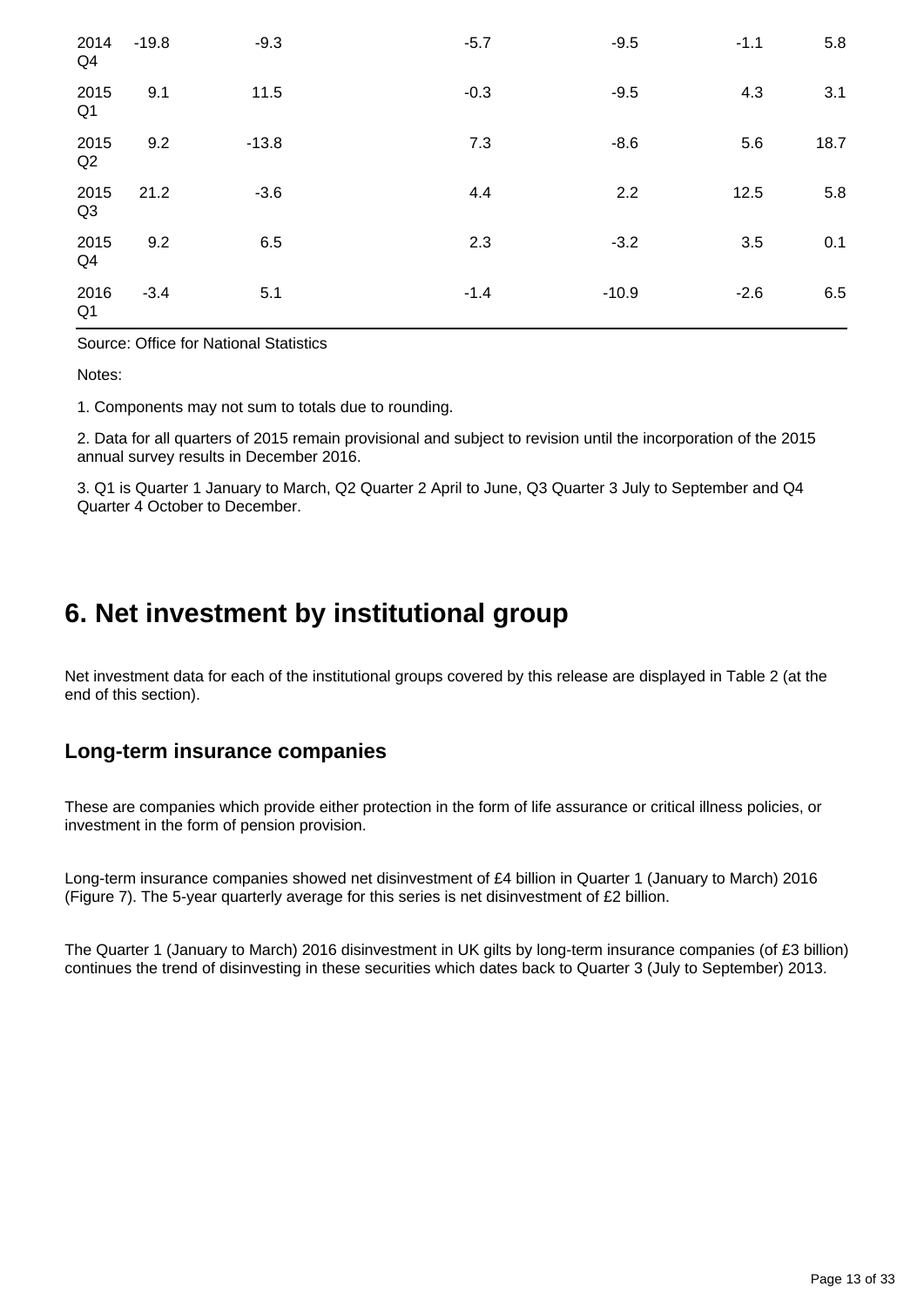| | | | | | | |
|---|---|---|---|---|---|---|
| 2014 Q4 | -19.8 | -9.3 | -5.7 | -9.5 | -1.1 | 5.8 |
| 2015 Q1 | 9.1 | 11.5 | -0.3 | -9.5 | 4.3 | 3.1 |
| 2015 Q2 | 9.2 | -13.8 | 7.3 | -8.6 | 5.6 | 18.7 |
| 2015 Q3 | 21.2 | -3.6 | 4.4 | 2.2 | 12.5 | 5.8 |
| 2015 Q4 | 9.2 | 6.5 | 2.3 | -3.2 | 3.5 | 0.1 |
| 2016 Q1 | -3.4 | 5.1 | -1.4 | -10.9 | -2.6 | 6.5 |

Source: Office for National Statistics

Notes:

1. Components may not sum to totals due to rounding.

2. Data for all quarters of 2015 remain provisional and subject to revision until the incorporation of the 2015 annual survey results in December 2016.

3. Q1 is Quarter 1 January to March, Q2 Quarter 2 April to June, Q3 Quarter 3 July to September and Q4 Quarter 4 October to December.

# 6. Net investment by institutional group

Net investment data for each of the institutional groups covered by this release are displayed in Table 2 (at the end of this section).

## Long-term insurance companies

These are companies which provide either protection in the form of life assurance or critical illness policies, or investment in the form of pension provision.

Long-term insurance companies showed net disinvestment of £4 billion in Quarter 1 (January to March) 2016 (Figure 7). The 5-year quarterly average for this series is net disinvestment of £2 billion.

The Quarter 1 (January to March) 2016 disinvestment in UK gilts by long-term insurance companies (of £3 billion) continues the trend of disinvesting in these securities which dates back to Quarter 3 (July to September) 2013.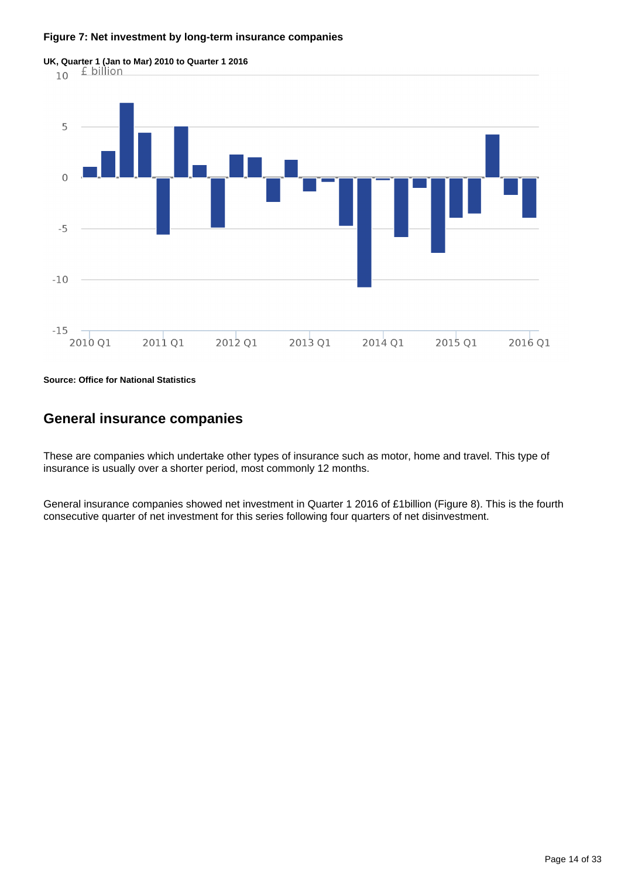**Figure 7: Net investment by long-term insurance companies**

**UK, Quarter 1 (Jan to Mar) 2010 to Quarter 1 2016**

**Source: Office for National Statistics**

## General insurance companies

These are companies which undertake other types of insurance such as motor, home and travel. This type of insurance is usually over a shorter period, most commonly 12 months.

General insurance companies showed net investment in Quarter 1 2016 of £1billion (Figure 8). This is the fourth consecutive quarter of net investment for this series following four quarters of net disinvestment.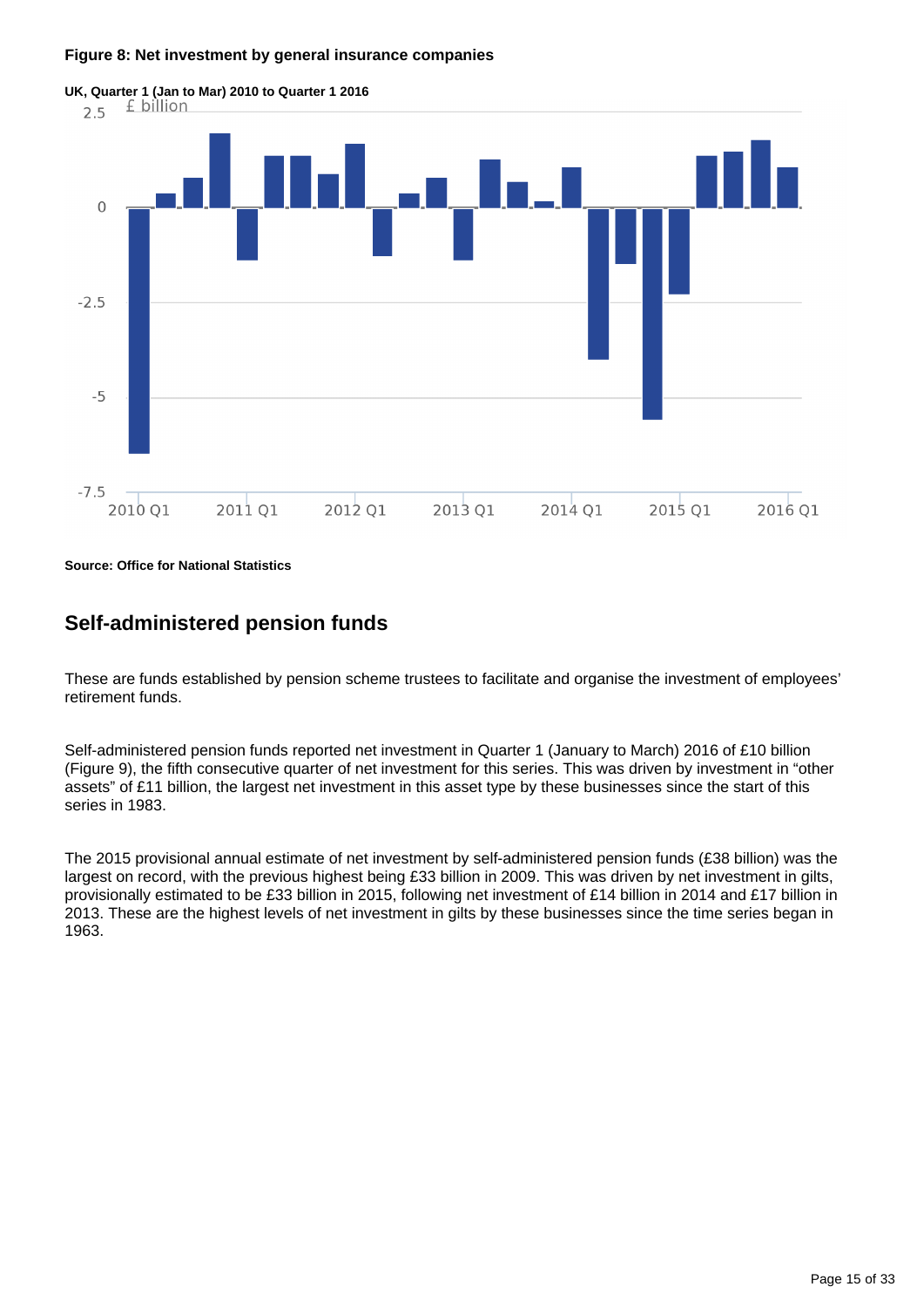**Figure 8: Net investment by general insurance companies**

**UK, Quarter 1 (Jan to Mar) 2010 to Quarter 1 2016**

**Source: Office for National Statistics**

## Self-administered pension funds

These are funds established by pension scheme trustees to facilitate and organise the investment of employees' retirement funds.

Self-administered pension funds reported net investment in Quarter 1 (January to March) 2016 of £10 billion (Figure 9), the fifth consecutive quarter of net investment for this series. This was driven by investment in "other assets" of £11 billion, the largest net investment in this asset type by these businesses since the start of this series in 1983.

The 2015 provisional annual estimate of net investment by self-administered pension funds (£38 billion) was the largest on record, with the previous highest being £33 billion in 2009. This was driven by net investment in gilts, provisionally estimated to be £33 billion in 2015, following net investment of £14 billion in 2014 and £17 billion in 2013. These are the highest levels of net investment in gilts by these businesses since the time series began in 1963.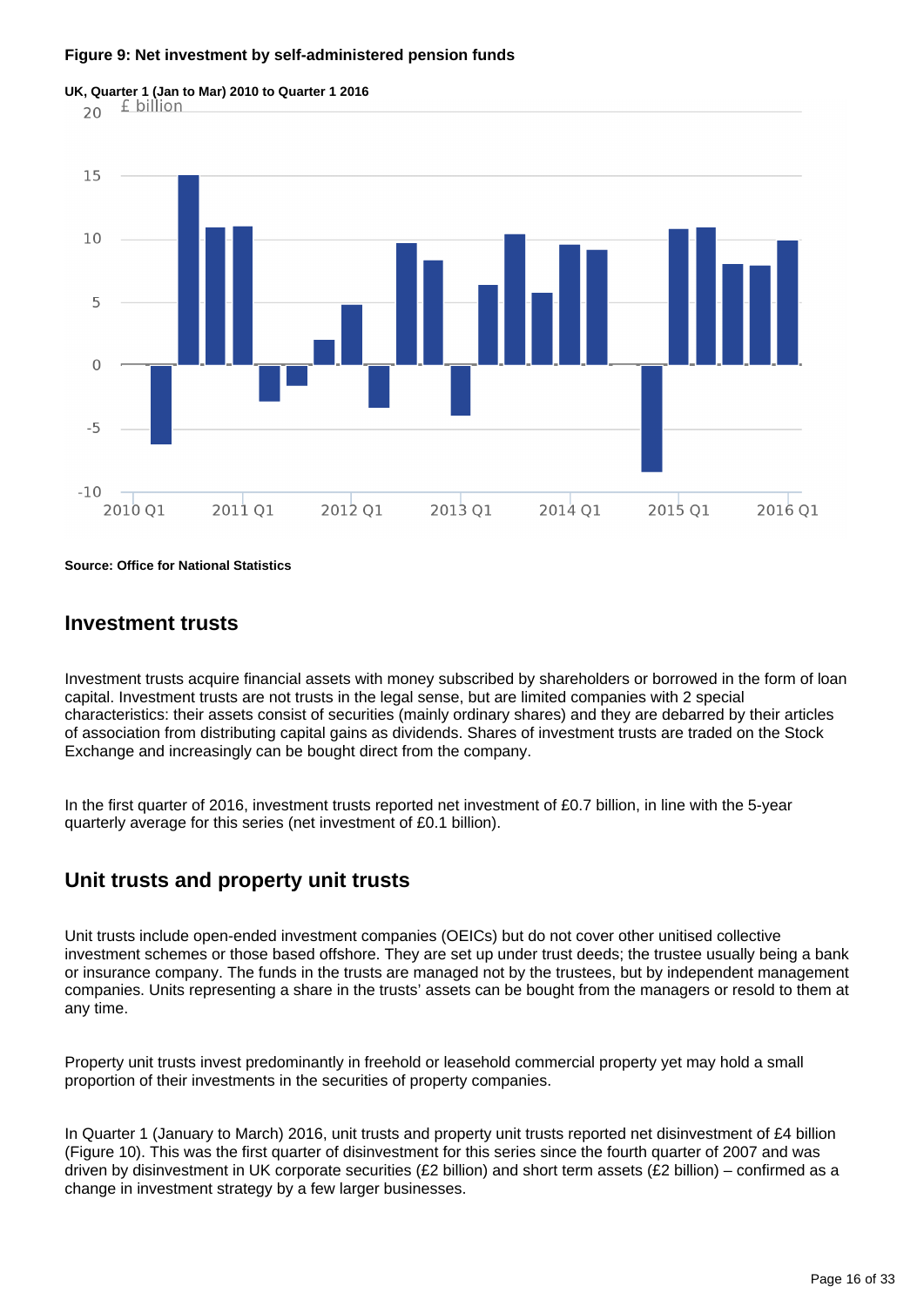**Figure 9: Net investment by self-administered pension funds**

**UK, Quarter 1 (Jan to Mar) 2010 to Quarter 1 2016**

**Source: Office for National Statistics**

## Investment trusts

Investment trusts acquire financial assets with money subscribed by shareholders or borrowed in the form of loan capital. Investment trusts are not trusts in the legal sense, but are limited companies with 2 special characteristics: their assets consist of securities (mainly ordinary shares) and they are debarred by their articles of association from distributing capital gains as dividends. Shares of investment trusts are traded on the Stock Exchange and increasingly can be bought direct from the company.

In the first quarter of 2016, investment trusts reported net investment of £0.7 billion, in line with the 5-year quarterly average for this series (net investment of £0.1 billion).

## Unit trusts and property unit trusts

Unit trusts include open-ended investment companies (OEICs) but do not cover other unitised collective investment schemes or those based offshore. They are set up under trust deeds; the trustee usually being a bank or insurance company. The funds in the trusts are managed not by the trustees, but by independent management companies. Units representing a share in the trusts' assets can be bought from the managers or resold to them at any time.

Property unit trusts invest predominantly in freehold or leasehold commercial property yet may hold a small proportion of their investments in the securities of property companies.

In Quarter 1 (January to March) 2016, unit trusts and property unit trusts reported net disinvestment of £4 billion (Figure 10). This was the first quarter of disinvestment for this series since the fourth quarter of 2007 and was driven by disinvestment in UK corporate securities (£2 billion) and short term assets (£2 billion) – confirmed as a change in investment strategy by a few larger businesses.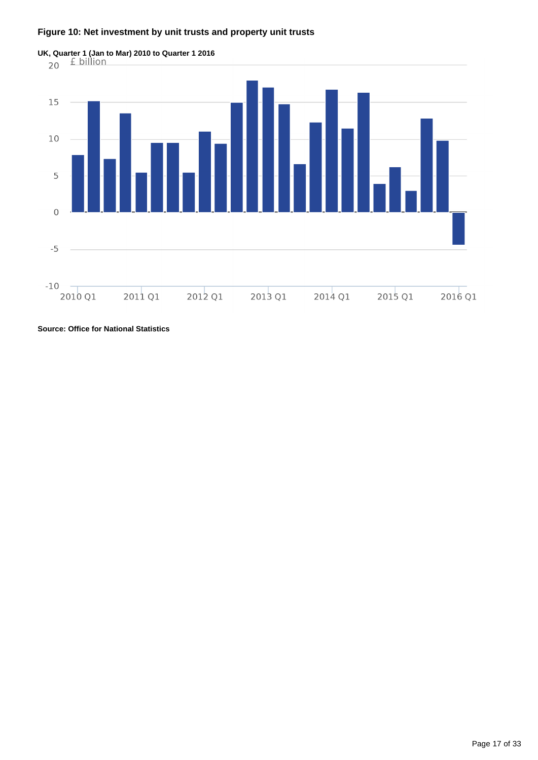**Figure 10: Net investment by unit trusts and property unit trusts**

**UK, Quarter 1 (Jan to Mar) 2010 to Quarter 1 2016**

£ billion

**Source: Office for National Statistics**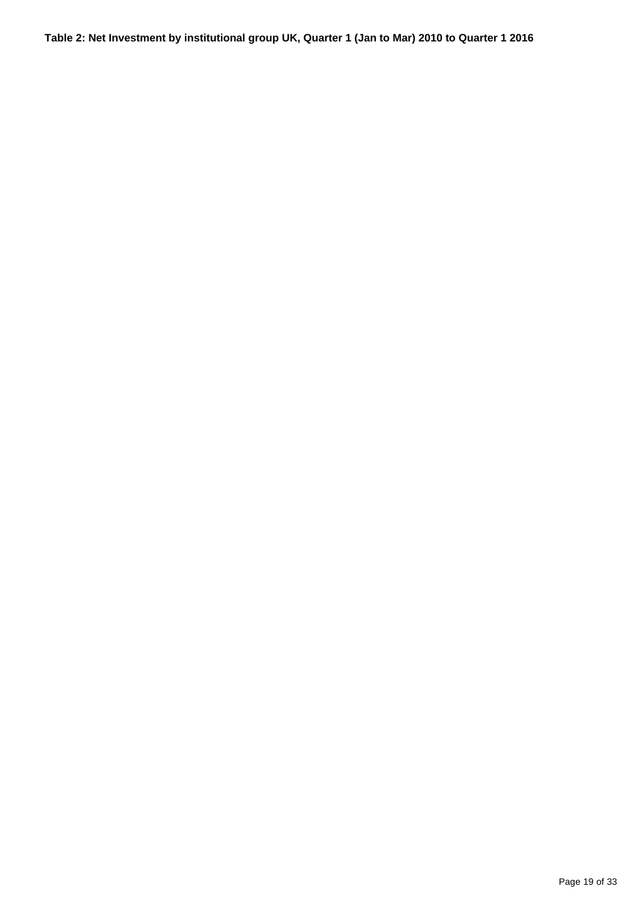**Table 2: Net Investment by institutional group UK, Quarter 1 (Jan to Mar) 2010 to Quarter 1 2016**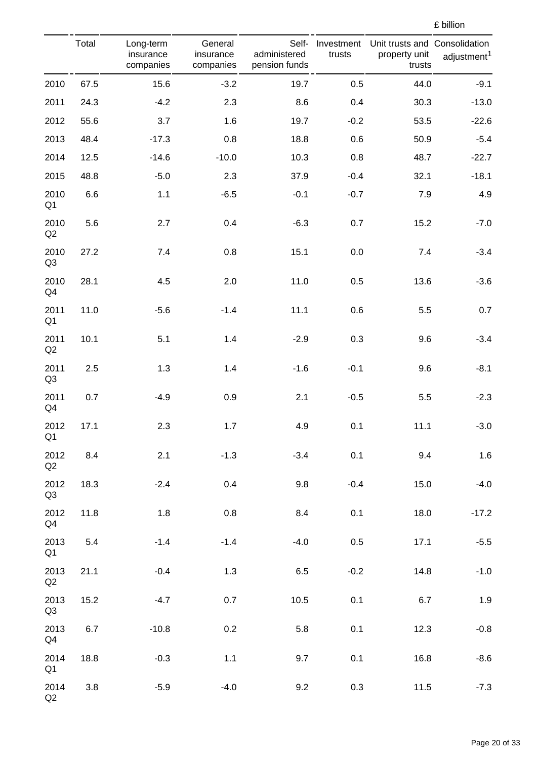£ billion

| | Total | Long-term insurance companies | General insurance companies | Self-administered pension funds | Investment trusts | Unit trusts and property unit trusts | Consolidation adjustment[1] |
|---|---|---|---|---|---|---|---|
| 2010 | 67.5 | 15.6 | -3.2 | 19.7 | 0.5 | 44.0 | -9.1 |
| 2011 | 24.3 | -4.2 | 2.3 | 8.6 | 0.4 | 30.3 | -13.0 |
| 2012 | 55.6 | 3.7 | 1.6 | 19.7 | -0.2 | 53.5 | -22.6 |
| 2013 | 48.4 | -17.3 | 0.8 | 18.8 | 0.6 | 50.9 | -5.4 |
| 2014 | 12.5 | -14.6 | -10.0 | 10.3 | 0.8 | 48.7 | -22.7 |
| 2015 | 48.8 | -5.0 | 2.3 | 37.9 | -0.4 | 32.1 | -18.1 |
| 2010 Q1 | 6.6 | 1.1 | -6.5 | -0.1 | -0.7 | 7.9 | 4.9 |
| 2010 Q2 | 5.6 | 2.7 | 0.4 | -6.3 | 0.7 | 15.2 | -7.0 |
| 2010 Q3 | 27.2 | 7.4 | 0.8 | 15.1 | 0.0 | 7.4 | -3.4 |
| 2010 Q4 | 28.1 | 4.5 | 2.0 | 11.0 | 0.5 | 13.6 | -3.6 |
| 2011 Q1 | 11.0 | -5.6 | -1.4 | 11.1 | 0.6 | 5.5 | 0.7 |
| 2011 Q2 | 10.1 | 5.1 | 1.4 | -2.9 | 0.3 | 9.6 | -3.4 |
| 2011 Q3 | 2.5 | 1.3 | 1.4 | -1.6 | -0.1 | 9.6 | -8.1 |
| 2011 Q4 | 0.7 | -4.9 | 0.9 | 2.1 | -0.5 | 5.5 | -2.3 |
| 2012 Q1 | 17.1 | 2.3 | 1.7 | 4.9 | 0.1 | 11.1 | -3.0 |
| 2012 Q2 | 8.4 | 2.1 | -1.3 | -3.4 | 0.1 | 9.4 | 1.6 |
| 2012 Q3 | 18.3 | -2.4 | 0.4 | 9.8 | -0.4 | 15.0 | -4.0 |
| 2012 Q4 | 11.8 | 1.8 | 0.8 | 8.4 | 0.1 | 18.0 | -17.2 |
| 2013 Q1 | 5.4 | -1.4 | -1.4 | -4.0 | 0.5 | 17.1 | -5.5 |
| 2013 Q2 | 21.1 | -0.4 | 1.3 | 6.5 | -0.2 | 14.8 | -1.0 |
| 2013 Q3 | 15.2 | -4.7 | 0.7 | 10.5 | 0.1 | 6.7 | 1.9 |
| 2013 Q4 | 6.7 | -10.8 | 0.2 | 5.8 | 0.1 | 12.3 | -0.8 |
| 2014 Q1 | 18.8 | -0.3 | 1.1 | 9.7 | 0.1 | 16.8 | -8.6 |
| 2014 Q2 | 3.8 | -5.9 | -4.0 | 9.2 | 0.3 | 11.5 | -7.3 |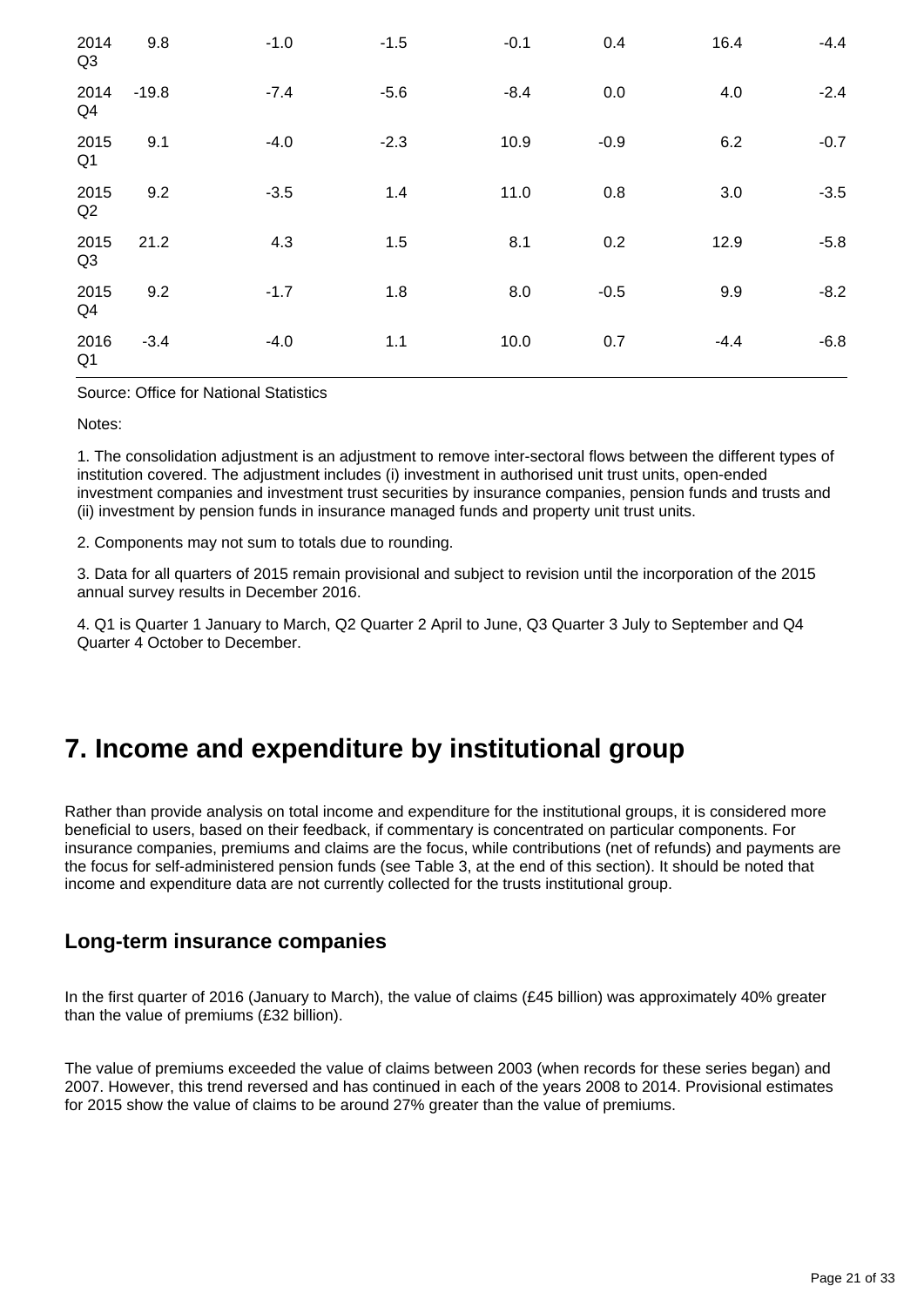| | | | | | | | |
|---|---|---|---|---|---|---|---|
| 2014 Q3 | 9.8 | -1.0 | -1.5 | -0.1 | 0.4 | 16.4 | -4.4 |
| 2014 Q4 | -19.8 | -7.4 | -5.6 | -8.4 | 0.0 | 4.0 | -2.4 |
| 2015 Q1 | 9.1 | -4.0 | -2.3 | 10.9 | -0.9 | 6.2 | -0.7 |
| 2015 Q2 | 9.2 | -3.5 | 1.4 | 11.0 | 0.8 | 3.0 | -3.5 |
| 2015 Q3 | 21.2 | 4.3 | 1.5 | 8.1 | 0.2 | 12.9 | -5.8 |
| 2015 Q4 | 9.2 | -1.7 | 1.8 | 8.0 | -0.5 | 9.9 | -8.2 |
| 2016 Q1 | -3.4 | -4.0 | 1.1 | 10.0 | 0.7 | -4.4 | -6.8 |

Source: Office for National Statistics

Notes:

1. The consolidation adjustment is an adjustment to remove inter-sectoral flows between the different types of institution covered. The adjustment includes (i) investment in authorised unit trust units, open-ended investment companies and investment trust securities by insurance companies, pension funds and trusts and (ii) investment by pension funds in insurance managed funds and property unit trust units.

2. Components may not sum to totals due to rounding.

3. Data for all quarters of 2015 remain provisional and subject to revision until the incorporation of the 2015 annual survey results in December 2016.

4. Q1 is Quarter 1 January to March, Q2 Quarter 2 April to June, Q3 Quarter 3 July to September and Q4 Quarter 4 October to December.

# 7. Income and expenditure by institutional group

Rather than provide analysis on total income and expenditure for the institutional groups, it is considered more beneficial to users, based on their feedback, if commentary is concentrated on particular components. For insurance companies, premiums and claims are the focus, while contributions (net of refunds) and payments are the focus for self-administered pension funds (see Table 3, at the end of this section). It should be noted that income and expenditure data are not currently collected for the trusts institutional group.

## Long-term insurance companies

In the first quarter of 2016 (January to March), the value of claims (£45 billion) was approximately 40% greater than the value of premiums (£32 billion).

The value of premiums exceeded the value of claims between 2003 (when records for these series began) and 2007. However, this trend reversed and has continued in each of the years 2008 to 2014. Provisional estimates for 2015 show the value of claims to be around 27% greater than the value of premiums.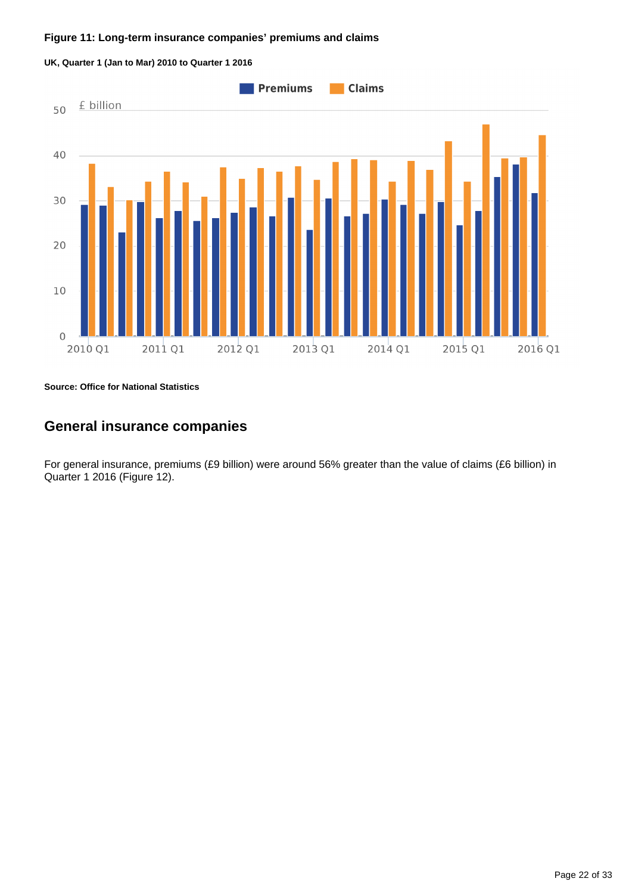**Figure 11: Long-term insurance companies' premiums and claims**

**UK, Quarter 1 (Jan to Mar) 2010 to Quarter 1 2016**

**Source: Office for National Statistics**

## General insurance companies

For general insurance, premiums (£9 billion) were around 56% greater than the value of claims (£6 billion) in Quarter 1 2016 (Figure 12).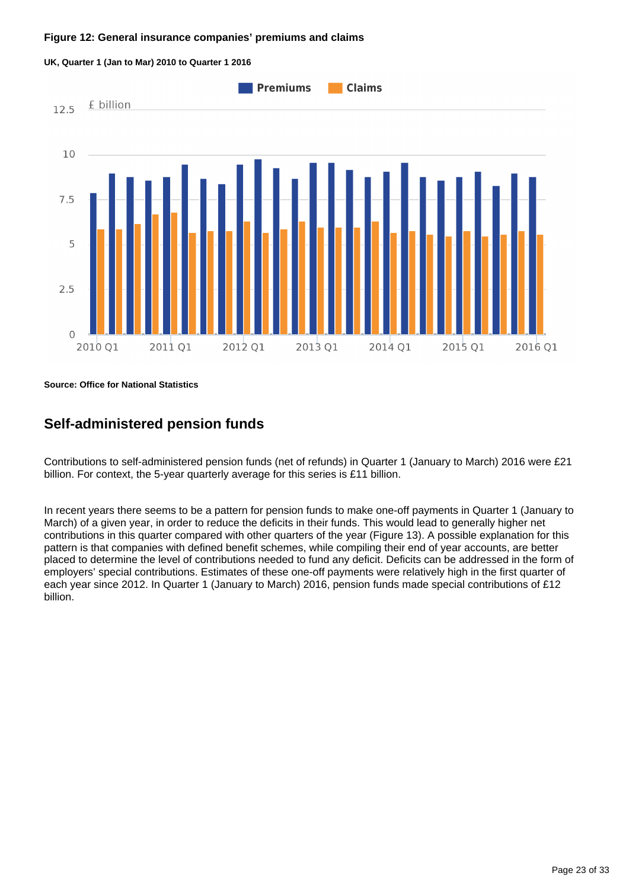**Figure 12: General insurance companies' premiums and claims**

**UK, Quarter 1 (Jan to Mar) 2010 to Quarter 1 2016**

**Source: Office for National Statistics**

## Self-administered pension funds

Contributions to self-administered pension funds (net of refunds) in Quarter 1 (January to March) 2016 were £21 billion. For context, the 5-year quarterly average for this series is £11 billion.

In recent years there seems to be a pattern for pension funds to make one-off payments in Quarter 1 (January to March) of a given year, in order to reduce the deficits in their funds. This would lead to generally higher net contributions in this quarter compared with other quarters of the year (Figure 13). A possible explanation for this pattern is that companies with defined benefit schemes, while compiling their end of year accounts, are better placed to determine the level of contributions needed to fund any deficit. Deficits can be addressed in the form of employers' special contributions. Estimates of these one-off payments were relatively high in the first quarter of each year since 2012. In Quarter 1 (January to March) 2016, pension funds made special contributions of £12 billion.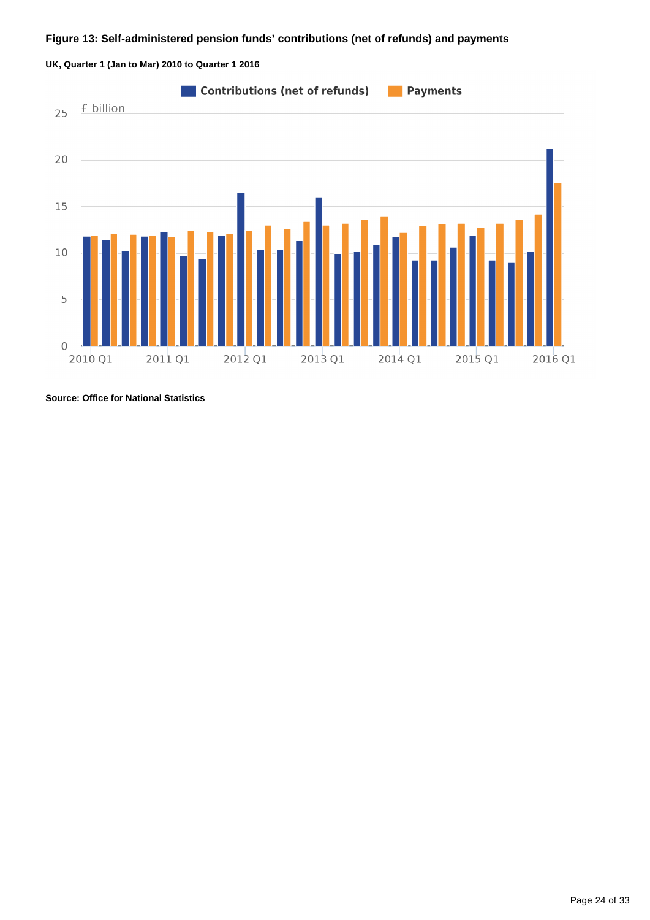**Figure 13: Self-administered pension funds' contributions (net of refunds) and payments**

**UK, Quarter 1 (Jan to Mar) 2010 to Quarter 1 2016**

**Source: Office for National Statistics**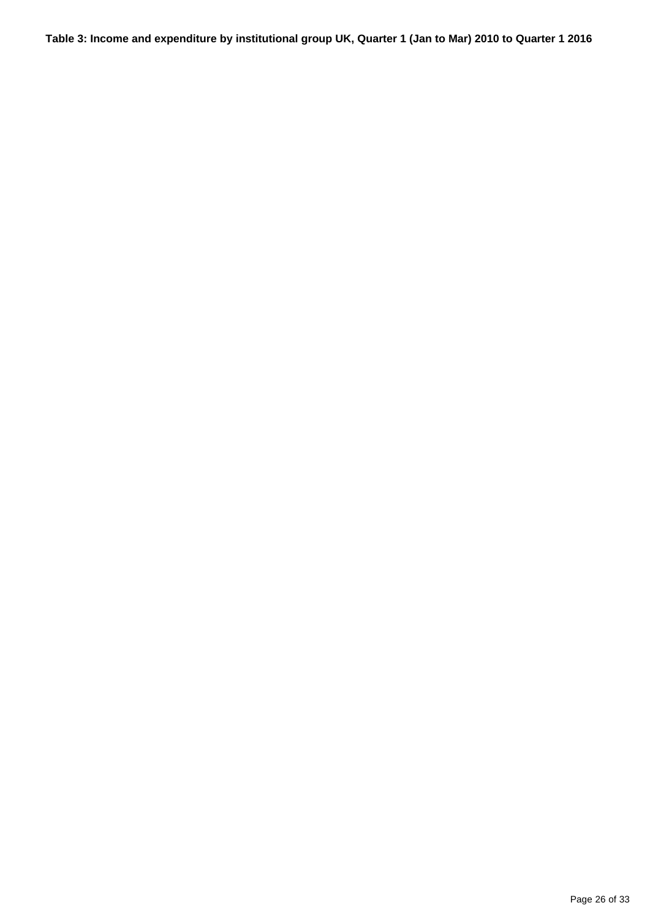**Table 3: Income and expenditure by institutional group UK, Quarter 1 (Jan to Mar) 2010 to Quarter 1 2016**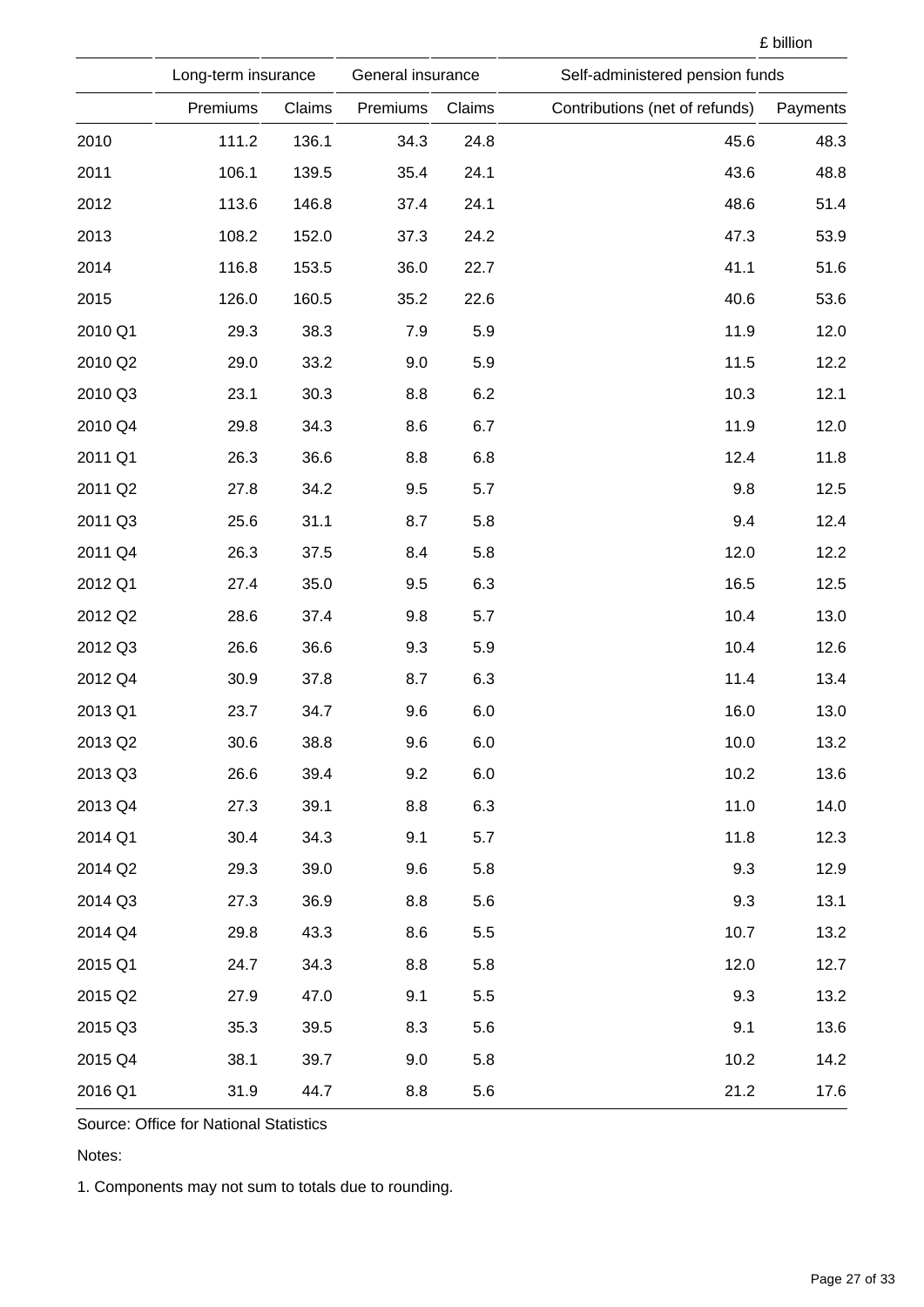£ billion

| | Long-term insurance | | General insurance | | Self-administered pension funds | |
|---|---|---|---|---|---|---|
| | Premiums | Claims | Premiums | Claims | Contributions (net of refunds) | Payments |
| 2010 | 111.2 | 136.1 | 34.3 | 24.8 | 45.6 | 48.3 |
| 2011 | 106.1 | 139.5 | 35.4 | 24.1 | 43.6 | 48.8 |
| 2012 | 113.6 | 146.8 | 37.4 | 24.1 | 48.6 | 51.4 |
| 2013 | 108.2 | 152.0 | 37.3 | 24.2 | 47.3 | 53.9 |
| 2014 | 116.8 | 153.5 | 36.0 | 22.7 | 41.1 | 51.6 |
| 2015 | 126.0 | 160.5 | 35.2 | 22.6 | 40.6 | 53.6 |
| 2010 Q1 | 29.3 | 38.3 | 7.9 | 5.9 | 11.9 | 12.0 |
| 2010 Q2 | 29.0 | 33.2 | 9.0 | 5.9 | 11.5 | 12.2 |
| 2010 Q3 | 23.1 | 30.3 | 8.8 | 6.2 | 10.3 | 12.1 |
| 2010 Q4 | 29.8 | 34.3 | 8.6 | 6.7 | 11.9 | 12.0 |
| 2011 Q1 | 26.3 | 36.6 | 8.8 | 6.8 | 12.4 | 11.8 |
| 2011 Q2 | 27.8 | 34.2 | 9.5 | 5.7 | 9.8 | 12.5 |
| 2011 Q3 | 25.6 | 31.1 | 8.7 | 5.8 | 9.4 | 12.4 |
| 2011 Q4 | 26.3 | 37.5 | 8.4 | 5.8 | 12.0 | 12.2 |
| 2012 Q1 | 27.4 | 35.0 | 9.5 | 6.3 | 16.5 | 12.5 |
| 2012 Q2 | 28.6 | 37.4 | 9.8 | 5.7 | 10.4 | 13.0 |
| 2012 Q3 | 26.6 | 36.6 | 9.3 | 5.9 | 10.4 | 12.6 |
| 2012 Q4 | 30.9 | 37.8 | 8.7 | 6.3 | 11.4 | 13.4 |
| 2013 Q1 | 23.7 | 34.7 | 9.6 | 6.0 | 16.0 | 13.0 |
| 2013 Q2 | 30.6 | 38.8 | 9.6 | 6.0 | 10.0 | 13.2 |
| 2013 Q3 | 26.6 | 39.4 | 9.2 | 6.0 | 10.2 | 13.6 |
| 2013 Q4 | 27.3 | 39.1 | 8.8 | 6.3 | 11.0 | 14.0 |
| 2014 Q1 | 30.4 | 34.3 | 9.1 | 5.7 | 11.8 | 12.3 |
| 2014 Q2 | 29.3 | 39.0 | 9.6 | 5.8 | 9.3 | 12.9 |
| 2014 Q3 | 27.3 | 36.9 | 8.8 | 5.6 | 9.3 | 13.1 |
| 2014 Q4 | 29.8 | 43.3 | 8.6 | 5.5 | 10.7 | 13.2 |
| 2015 Q1 | 24.7 | 34.3 | 8.8 | 5.8 | 12.0 | 12.7 |
| 2015 Q2 | 27.9 | 47.0 | 9.1 | 5.5 | 9.3 | 13.2 |
| 2015 Q3 | 35.3 | 39.5 | 8.3 | 5.6 | 9.1 | 13.6 |
| 2015 Q4 | 38.1 | 39.7 | 9.0 | 5.8 | 10.2 | 14.2 |
| 2016 Q1 | 31.9 | 44.7 | 8.8 | 5.6 | 21.2 | 17.6 |

Source: Office for National Statistics

Notes:

1. Components may not sum to totals due to rounding.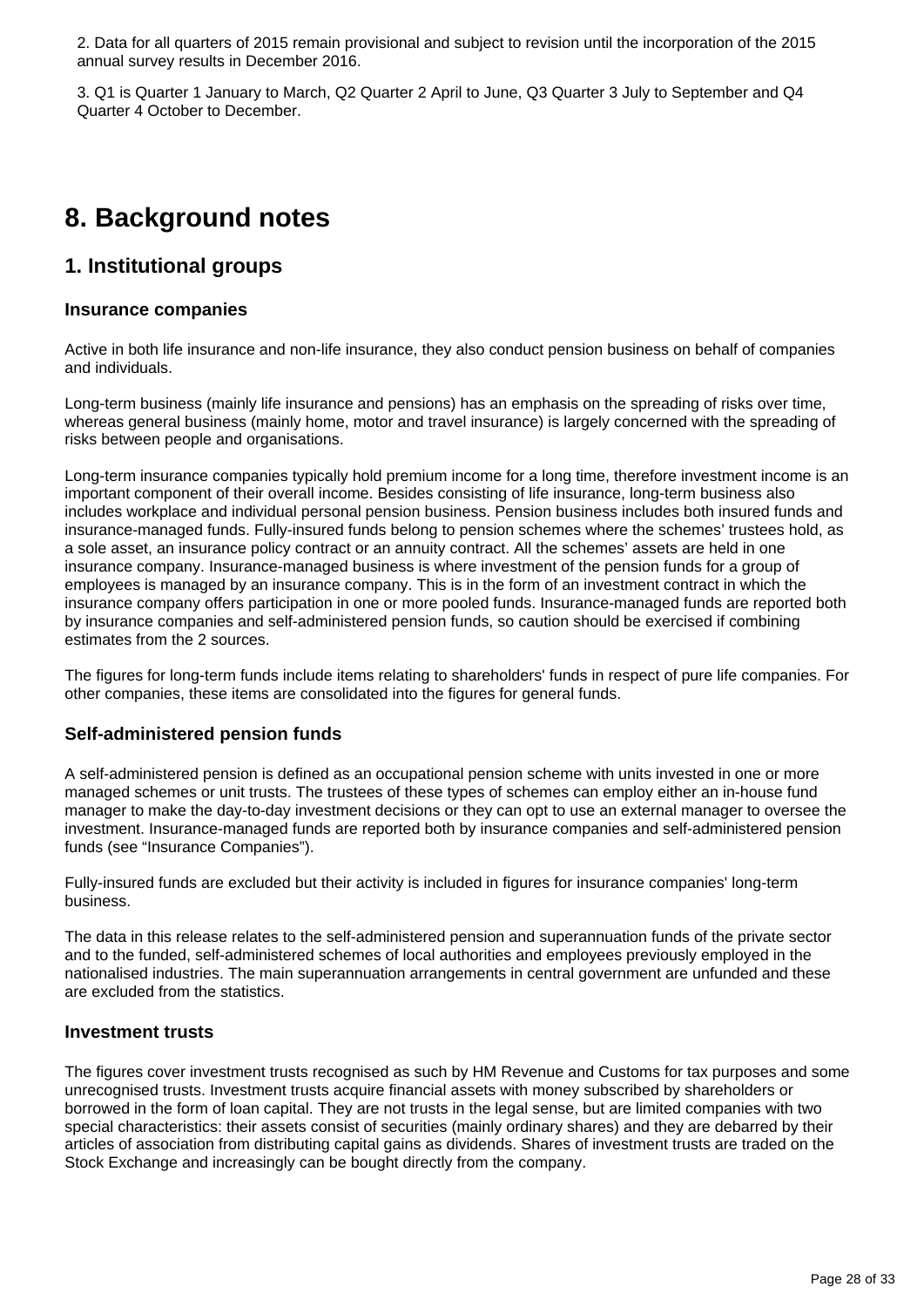2. Data for all quarters of 2015 remain provisional and subject to revision until the incorporation of the 2015 annual survey results in December 2016.

3. Q1 is Quarter 1 January to March, Q2 Quarter 2 April to June, Q3 Quarter 3 July to September and Q4 Quarter 4 October to December.

# 8. Background notes

## 1. Institutional groups

### Insurance companies

Active in both life insurance and non-life insurance, they also conduct pension business on behalf of companies and individuals.

Long-term business (mainly life insurance and pensions) has an emphasis on the spreading of risks over time, whereas general business (mainly home, motor and travel insurance) is largely concerned with the spreading of risks between people and organisations.

Long-term insurance companies typically hold premium income for a long time, therefore investment income is an important component of their overall income. Besides consisting of life insurance, long-term business also includes workplace and individual personal pension business. Pension business includes both insured funds and insurance-managed funds. Fully-insured funds belong to pension schemes where the schemes' trustees hold, as a sole asset, an insurance policy contract or an annuity contract. All the schemes' assets are held in one insurance company. Insurance-managed business is where investment of the pension funds for a group of employees is managed by an insurance company. This is in the form of an investment contract in which the insurance company offers participation in one or more pooled funds. Insurance-managed funds are reported both by insurance companies and self-administered pension funds, so caution should be exercised if combining estimates from the 2 sources.

The figures for long-term funds include items relating to shareholders' funds in respect of pure life companies. For other companies, these items are consolidated into the figures for general funds.

### Self-administered pension funds

A self-administered pension is defined as an occupational pension scheme with units invested in one or more managed schemes or unit trusts. The trustees of these types of schemes can employ either an in-house fund manager to make the day-to-day investment decisions or they can opt to use an external manager to oversee the investment. Insurance-managed funds are reported both by insurance companies and self-administered pension funds (see "Insurance Companies").

Fully-insured funds are excluded but their activity is included in figures for insurance companies' long-term business.

The data in this release relates to the self-administered pension and superannuation funds of the private sector and to the funded, self-administered schemes of local authorities and employees previously employed in the nationalised industries. The main superannuation arrangements in central government are unfunded and these are excluded from the statistics.

### Investment trusts

The figures cover investment trusts recognised as such by HM Revenue and Customs for tax purposes and some unrecognised trusts. Investment trusts acquire financial assets with money subscribed by shareholders or borrowed in the form of loan capital. They are not trusts in the legal sense, but are limited companies with two special characteristics: their assets consist of securities (mainly ordinary shares) and they are debarred by their articles of association from distributing capital gains as dividends. Shares of investment trusts are traded on the Stock Exchange and increasingly can be bought directly from the company.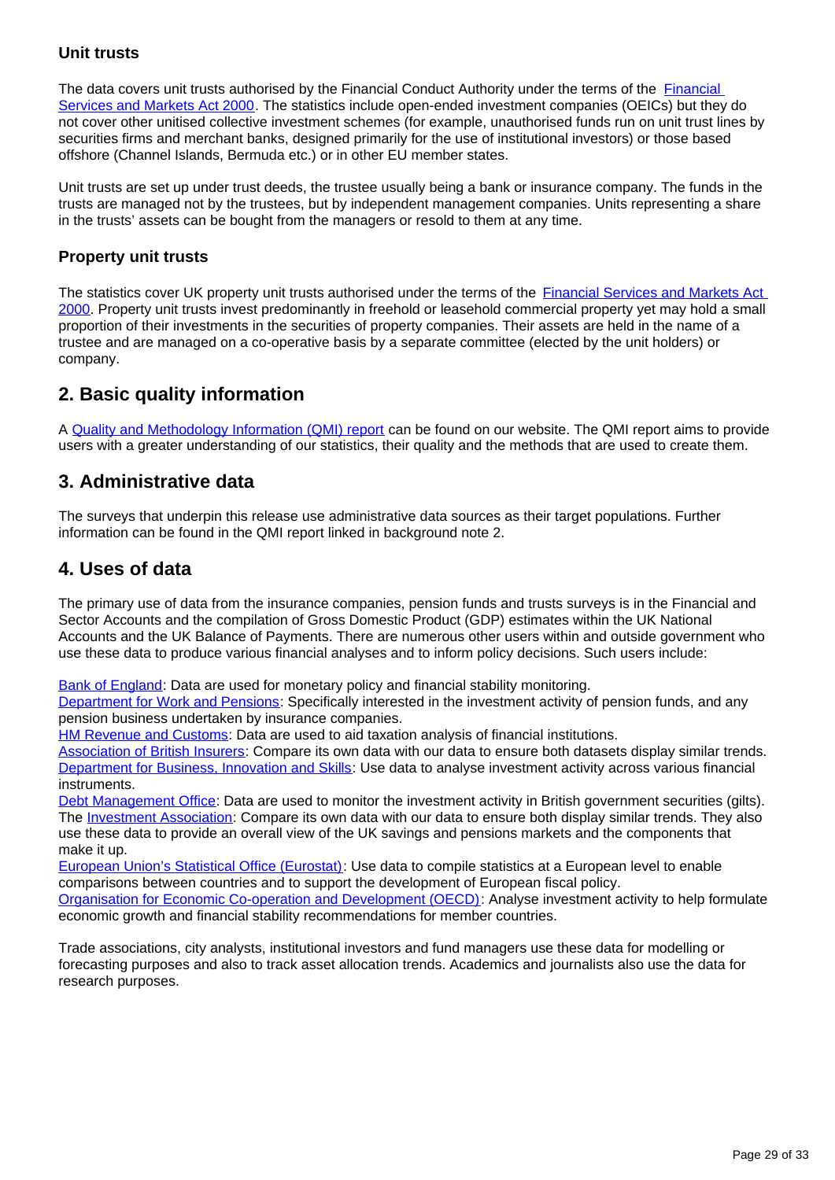### Unit trusts

The data covers unit trusts authorised by the Financial Conduct Authority under the terms of the Financial Services and Markets Act 2000. The statistics include open-ended investment companies (OEICs) but they do not cover other unitised collective investment schemes (for example, unauthorised funds run on unit trust lines by securities firms and merchant banks, designed primarily for the use of institutional investors) or those based offshore (Channel Islands, Bermuda etc.) or in other EU member states.

Unit trusts are set up under trust deeds, the trustee usually being a bank or insurance company. The funds in the trusts are managed not by the trustees, but by independent management companies. Units representing a share in the trusts' assets can be bought from the managers or resold to them at any time.

### Property unit trusts

The statistics cover UK property unit trusts authorised under the terms of the Financial Services and Markets Act 2000. Property unit trusts invest predominantly in freehold or leasehold commercial property yet may hold a small proportion of their investments in the securities of property companies. Their assets are held in the name of a trustee and are managed on a co-operative basis by a separate committee (elected by the unit holders) or company.

## 2. Basic quality information

A Quality and Methodology Information (QMI) report can be found on our website. The QMI report aims to provide users with a greater understanding of our statistics, their quality and the methods that are used to create them.

## 3. Administrative data

The surveys that underpin this release use administrative data sources as their target populations. Further information can be found in the QMI report linked in background note 2.

## 4. Uses of data

The primary use of data from the insurance companies, pension funds and trusts surveys is in the Financial and Sector Accounts and the compilation of Gross Domestic Product (GDP) estimates within the UK National Accounts and the UK Balance of Payments. There are numerous other users within and outside government who use these data to produce various financial analyses and to inform policy decisions. Such users include:

Bank of England: Data are used for monetary policy and financial stability monitoring.
Department for Work and Pensions: Specifically interested in the investment activity of pension funds, and any pension business undertaken by insurance companies.
HM Revenue and Customs: Data are used to aid taxation analysis of financial institutions.
Association of British Insurers: Compare its own data with our data to ensure both datasets display similar trends.
Department for Business, Innovation and Skills: Use data to analyse investment activity across various financial instruments.
Debt Management Office: Data are used to monitor the investment activity in British government securities (gilts).
The Investment Association: Compare its own data with our data to ensure both display similar trends. They also use these data to provide an overall view of the UK savings and pensions markets and the components that make it up.
European Union's Statistical Office (Eurostat): Use data to compile statistics at a European level to enable comparisons between countries and to support the development of European fiscal policy.
Organisation for Economic Co-operation and Development (OECD): Analyse investment activity to help formulate economic growth and financial stability recommendations for member countries.

Trade associations, city analysts, institutional investors and fund managers use these data for modelling or forecasting purposes and also to track asset allocation trends. Academics and journalists also use the data for research purposes.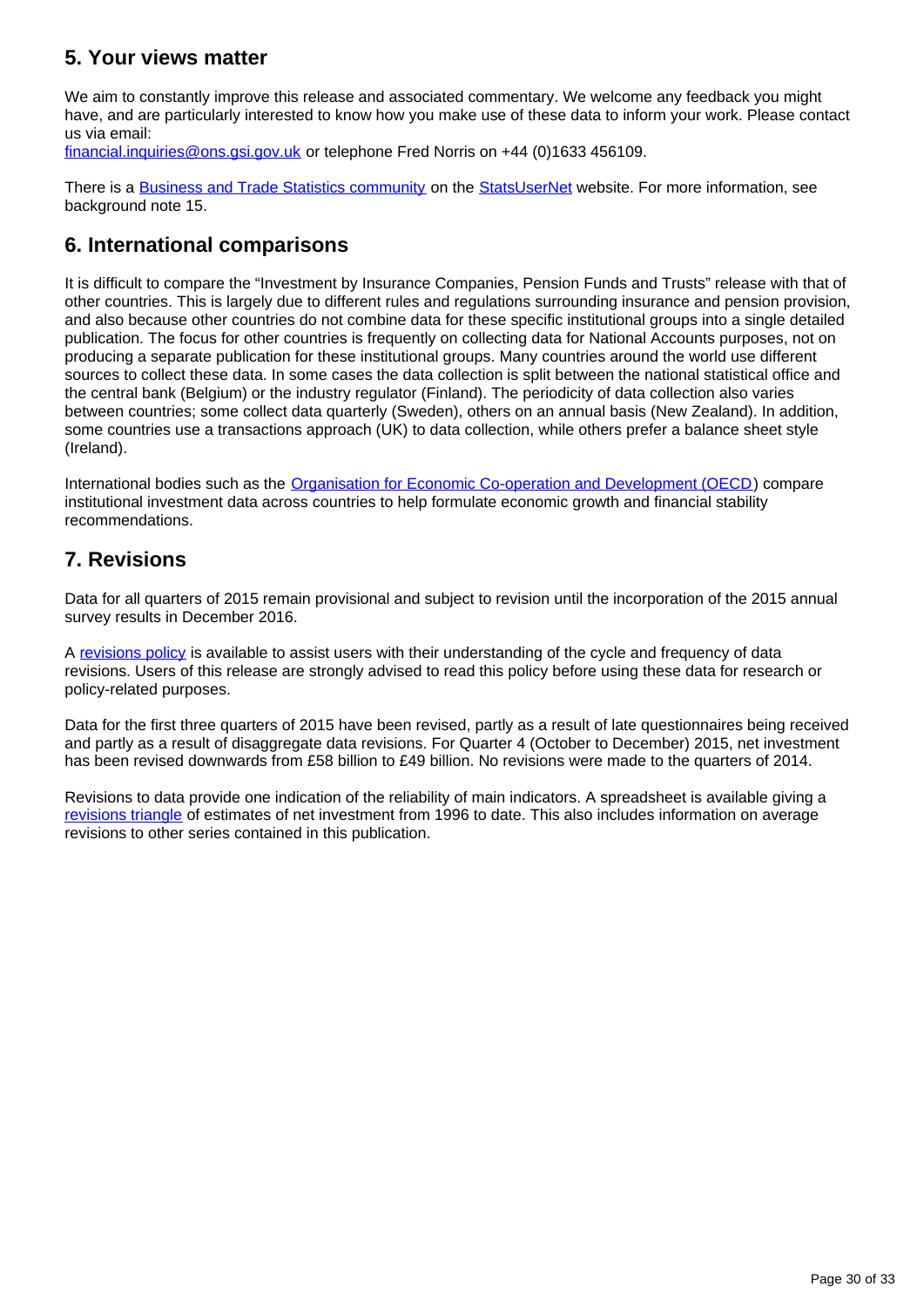## 5. Your views matter

We aim to constantly improve this release and associated commentary. We welcome any feedback you might have, and are particularly interested to know how you make use of these data to inform your work. Please contact us via email:
[financial.inquiries@ons.gsi.gov.uk](mailto:financial.inquiries@ons.gsi.gov.uk) or telephone Fred Norris on +44 (0)1633 456109.

There is a [Business and Trade Statistics community](#) on the [StatsUserNet](#) website. For more information, see background note 15.

## 6. International comparisons

It is difficult to compare the "Investment by Insurance Companies, Pension Funds and Trusts" release with that of other countries. This is largely due to different rules and regulations surrounding insurance and pension provision, and also because other countries do not combine data for these specific institutional groups into a single detailed publication. The focus for other countries is frequently on collecting data for National Accounts purposes, not on producing a separate publication for these institutional groups. Many countries around the world use different sources to collect these data. In some cases the data collection is split between the national statistical office and the central bank (Belgium) or the industry regulator (Finland). The periodicity of data collection also varies between countries; some collect data quarterly (Sweden), others on an annual basis (New Zealand). In addition, some countries use a transactions approach (UK) to data collection, while others prefer a balance sheet style (Ireland).

International bodies such as the [Organisation for Economic Co-operation and Development (OECD)](#) compare institutional investment data across countries to help formulate economic growth and financial stability recommendations.

## 7. Revisions

Data for all quarters of 2015 remain provisional and subject to revision until the incorporation of the 2015 annual survey results in December 2016.

A [revisions policy](#) is available to assist users with their understanding of the cycle and frequency of data revisions. Users of this release are strongly advised to read this policy before using these data for research or policy-related purposes.

Data for the first three quarters of 2015 have been revised, partly as a result of late questionnaires being received and partly as a result of disaggregate data revisions. For Quarter 4 (October to December) 2015, net investment has been revised downwards from £58 billion to £49 billion. No revisions were made to the quarters of 2014.

Revisions to data provide one indication of the reliability of main indicators. A spreadsheet is available giving a [revisions triangle](#) of estimates of net investment from 1996 to date. This also includes information on average revisions to other series contained in this publication.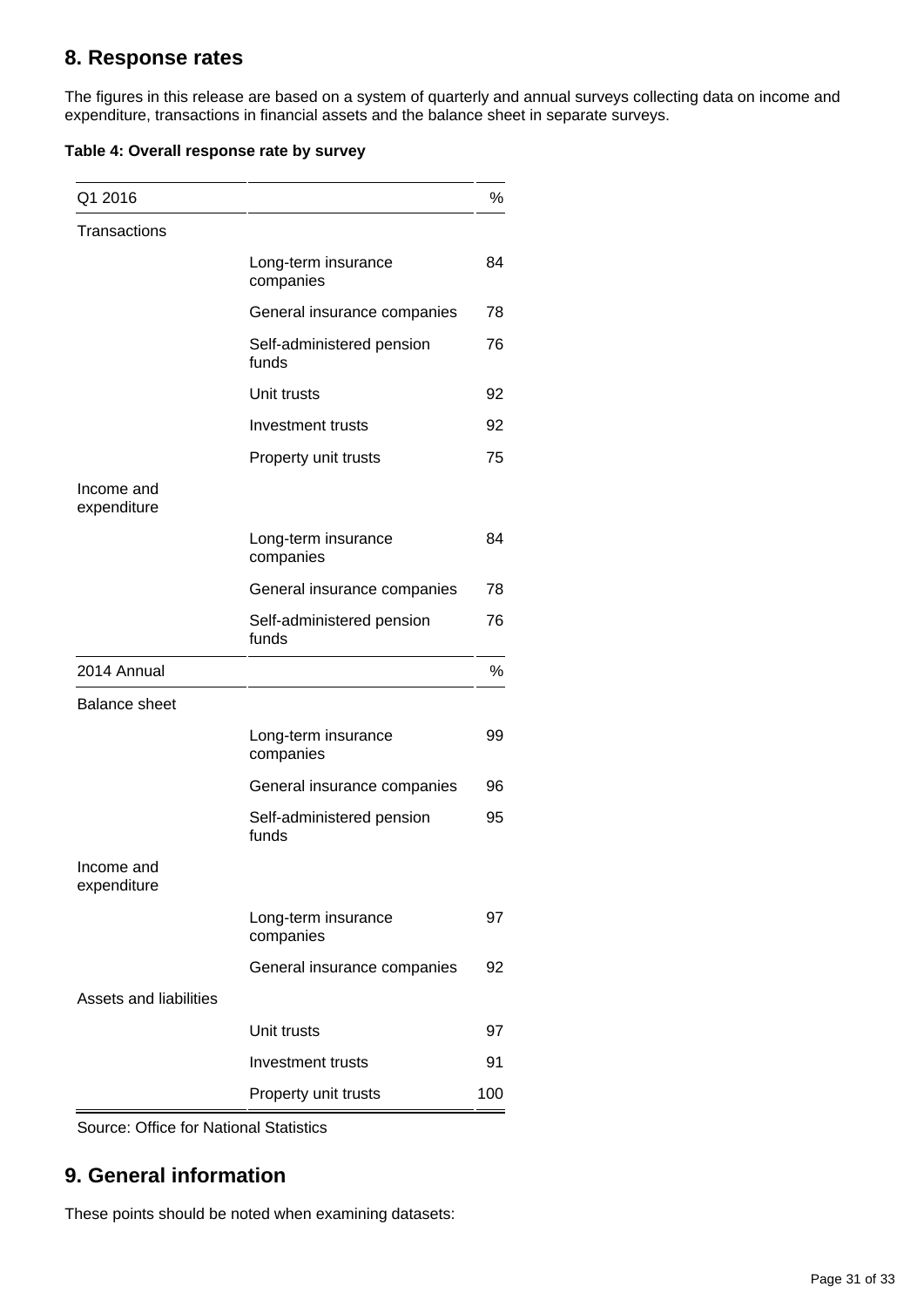## 8. Response rates

The figures in this release are based on a system of quarterly and annual surveys collecting data on income and expenditure, transactions in financial assets and the balance sheet in separate surveys.

**Table 4: Overall response rate by survey**

| Q1 2016 | | % |
|---|---|---|
| Transactions | | |
| | Long-term insurance companies | 84 |
| | General insurance companies | 78 |
| | Self-administered pension funds | 76 |
| | Unit trusts | 92 |
| | Investment trusts | 92 |
| | Property unit trusts | 75 |
| Income and expenditure | | |
| | Long-term insurance companies | 84 |
| | General insurance companies | 78 |
| | Self-administered pension funds | 76 |
| **2014 Annual** | | **%** |
| Balance sheet | | |
| | Long-term insurance companies | 99 |
| | General insurance companies | 96 |
| | Self-administered pension funds | 95 |
| Income and expenditure | | |
| | Long-term insurance companies | 97 |
| | General insurance companies | 92 |
| Assets and liabilities | | |
| | Unit trusts | 97 |
| | Investment trusts | 91 |
| | Property unit trusts | 100 |

Source: Office for National Statistics

## 9. General information

These points should be noted when examining datasets: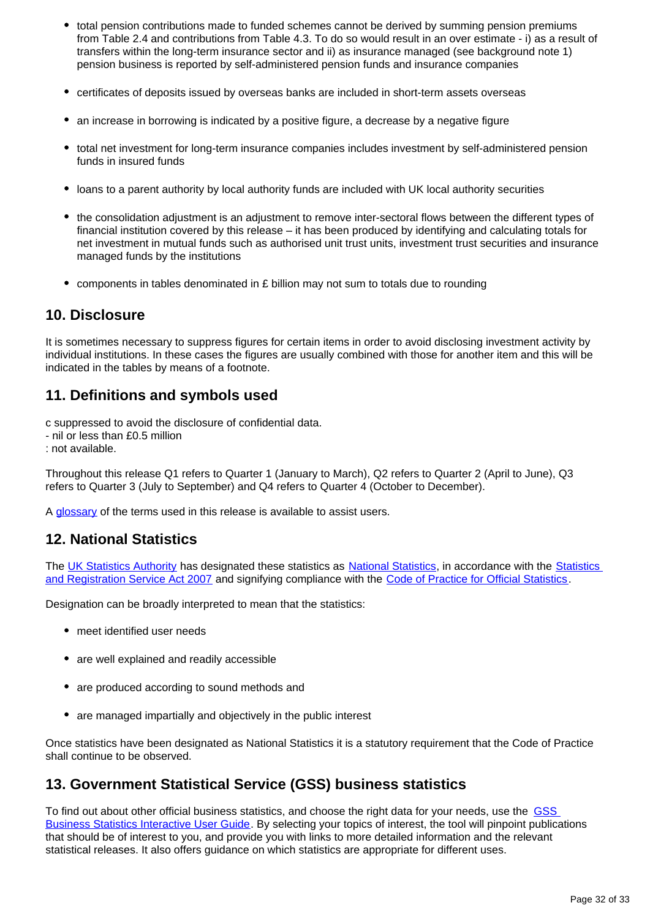- total pension contributions made to funded schemes cannot be derived by summing pension premiums from Table 2.4 and contributions from Table 4.3. To do so would result in an over estimate - i) as a result of transfers within the long-term insurance sector and ii) as insurance managed (see background note 1) pension business is reported by self-administered pension funds and insurance companies

- certificates of deposits issued by overseas banks are included in short-term assets overseas

- an increase in borrowing is indicated by a positive figure, a decrease by a negative figure

- total net investment for long-term insurance companies includes investment by self-administered pension funds in insured funds

- loans to a parent authority by local authority funds are included with UK local authority securities

- the consolidation adjustment is an adjustment to remove inter-sectoral flows between the different types of financial institution covered by this release – it has been produced by identifying and calculating totals for net investment in mutual funds such as authorised unit trust units, investment trust securities and insurance managed funds by the institutions

- components in tables denominated in £ billion may not sum to totals due to rounding

## 10. Disclosure

It is sometimes necessary to suppress figures for certain items in order to avoid disclosing investment activity by individual institutions. In these cases the figures are usually combined with those for another item and this will be indicated in the tables by means of a footnote.

## 11. Definitions and symbols used

c suppressed to avoid the disclosure of confidential data.
- nil or less than £0.5 million
: not available.

Throughout this release Q1 refers to Quarter 1 (January to March), Q2 refers to Quarter 2 (April to June), Q3 refers to Quarter 3 (July to September) and Q4 refers to Quarter 4 (October to December).

A glossary of the terms used in this release is available to assist users.

## 12. National Statistics

The UK Statistics Authority has designated these statistics as National Statistics, in accordance with the Statistics and Registration Service Act 2007 and signifying compliance with the Code of Practice for Official Statistics.

Designation can be broadly interpreted to mean that the statistics:

- meet identified user needs

- are well explained and readily accessible

- are produced according to sound methods and

- are managed impartially and objectively in the public interest

Once statistics have been designated as National Statistics it is a statutory requirement that the Code of Practice shall continue to be observed.

## 13. Government Statistical Service (GSS) business statistics

To find out about other official business statistics, and choose the right data for your needs, use the GSS Business Statistics Interactive User Guide. By selecting your topics of interest, the tool will pinpoint publications that should be of interest to you, and provide you with links to more detailed information and the relevant statistical releases. It also offers guidance on which statistics are appropriate for different uses.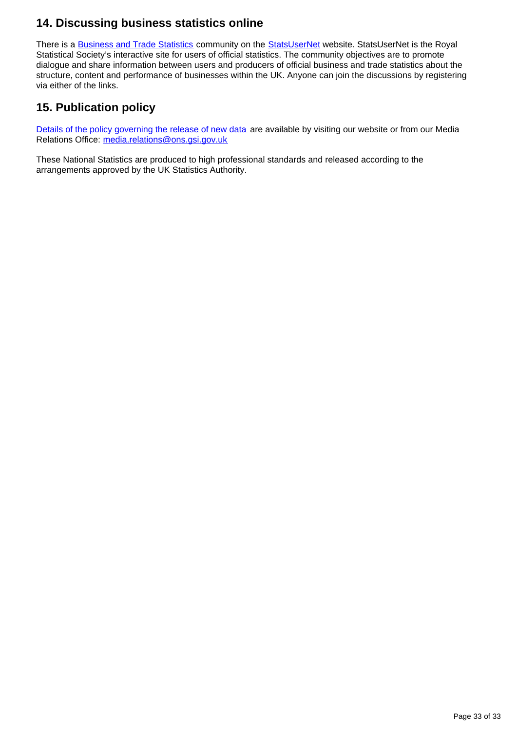## 14. Discussing business statistics online

There is a Business and Trade Statistics community on the StatsUserNet website. StatsUserNet is the Royal Statistical Society's interactive site for users of official statistics. The community objectives are to promote dialogue and share information between users and producers of official business and trade statistics about the structure, content and performance of businesses within the UK. Anyone can join the discussions by registering via either of the links.

## 15. Publication policy

Details of the policy governing the release of new data are available by visiting our website or from our Media Relations Office: media.relations@ons.gsi.gov.uk

These National Statistics are produced to high professional standards and released according to the arrangements approved by the UK Statistics Authority.